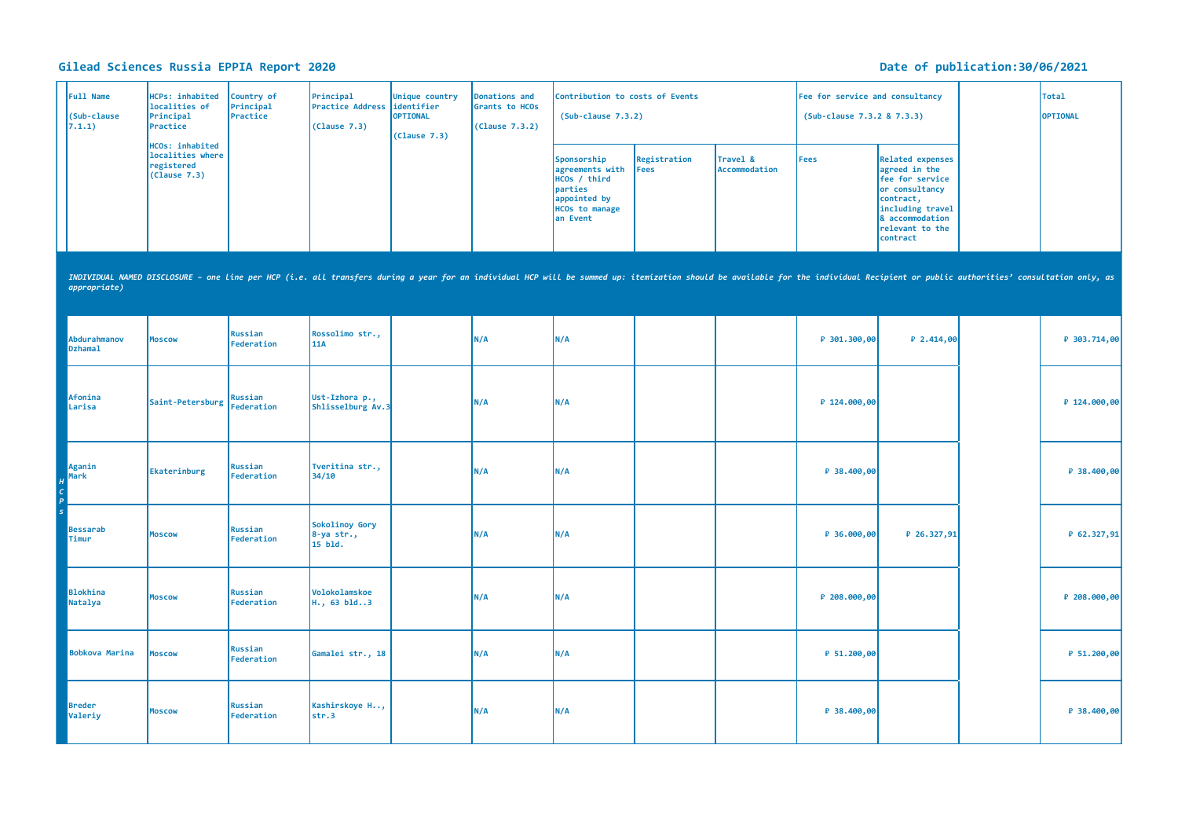# Gilead Sciences Russia EPPIA Report 2020

Date of publication:30/06/2021

| | Full Name (Sub-clause 7.1.1) | HCPs: inhabited localities of Principal Practice HCOs: inhabited localities where registered (Clause 7.3) | Country of Principal Practice | Principal Practice Address (Clause 7.3) | Unique country identifier OPTIONAL (Clause 7.3) | Donations and Grants to HCOs (Clause 7.3.2) | Contribution to costs of Events (Sub-clause 7.3.2) | | | Fee for service and consultancy (Sub-clause 7.3.2 & 7.3.3) | | | Total OPTIONAL |
|---|---|---|---|---|---|---|---|---|---|---|---|---|---|
| | | | | | | | Sponsorship agreements with HCOs / third parties appointed by HCOs to manage an Event | Registration Fees | Travel & Accommodation | Fees | Related expenses agreed in the fee for service or consultancy contract, including travel & accommodation relevant to the contract | | |
| *INDIVIDUAL NAMED DISCLOSURE – one line per HCP (i.e. all transfers during a year for an individual HCP will be summed up: itemization should be available for the individual Recipient or public authorities' consultation only, as appropriate)* | | | | | | | | | | | | | |
| HCPs | Abdurahmanov Dzhamal | Moscow | Russian Federation | Rossolimo str., 11A | | N/A | N/A | | | ₽ 301.300,00 | ₽ 2.414,00 | | ₽ 303.714,00 |
| | Afonina Larisa | Saint-Petersburg | Russian Federation | Ust-Izhora p., Shlisselburg Av.3 | | N/A | N/A | | | ₽ 124.000,00 | | | ₽ 124.000,00 |
| | Aganin Mark | Ekaterinburg | Russian Federation | Tveritina str., 34/10 | | N/A | N/A | | | ₽ 38.400,00 | | | ₽ 38.400,00 |
| | Bessarab Timur | Moscow | Russian Federation | Sokolinoy Gory 8-ya str., 15 bld. | | N/A | N/A | | | ₽ 36.000,00 | ₽ 26.327,91 | | ₽ 62.327,91 |
| | Blokhina Natalya | Moscow | Russian Federation | Volokolamskoe H., 63 bld..3 | | N/A | N/A | | | ₽ 208.000,00 | | | ₽ 208.000,00 |
| | Bobkova Marina | Moscow | Russian Federation | Gamalei str., 18 | | N/A | N/A | | | ₽ 51.200,00 | | | ₽ 51.200,00 |
| | Breder Valeriy | Moscow | Russian Federation | Kashirskoye H.., str.3 | | N/A | N/A | | | ₽ 38.400,00 | | | ₽ 38.400,00 |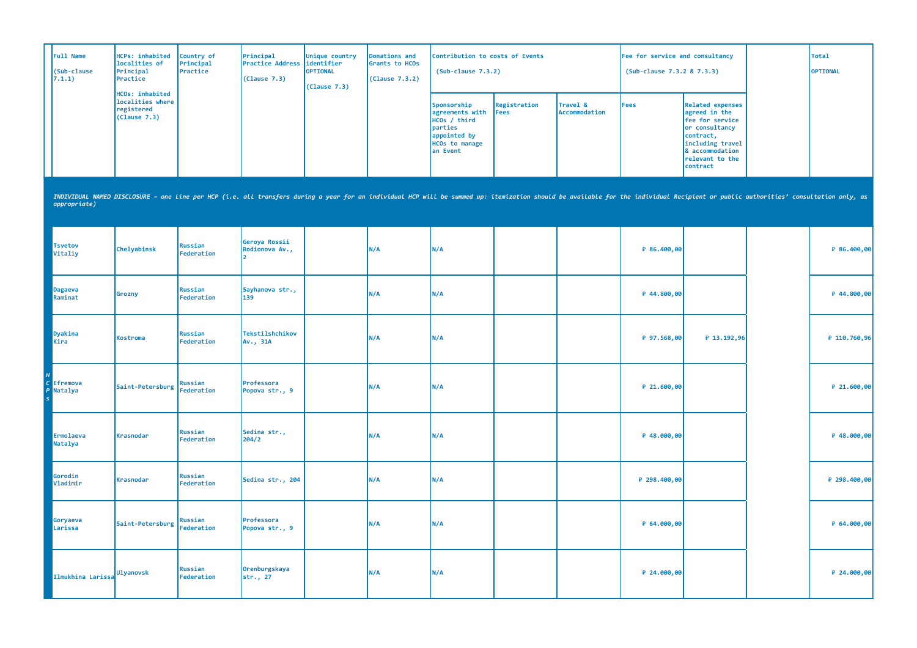| | Full Name (Sub-clause 7.1.1) | HCPs: inhabited localities of Principal Practice HCOs: inhabited localities where registered (Clause 7.3) | Country of Principal Practice | Principal Practice Address (Clause 7.3) | Unique country identifier OPTIONAL (Clause 7.3) | Donations and Grants to HCOs (Clause 7.3.2) | Contribution to costs of Events (Sub-clause 7.3.2) | | | Fee for service and consultancy (Sub-clause 7.3.2 & 7.3.3) | | | Total OPTIONAL |
|---|---|---|---|---|---|---|---|---|---|---|---|---|---|
| | | | | | | | Sponsorship agreements with HCOs / third parties appointed by HCOs to manage an Event | Registration Fees | Travel & Accommodation | Fees | Related expenses agreed in the fee for service or consultancy contract, including travel & accommodation relevant to the contract | | |
| | *INDIVIDUAL NAMED DISCLOSURE – one line per HCP (i.e. all transfers during a year for an individual HCP will be summed up: itemization should be available for the individual Recipient or public authorities' consultation only, as appropriate)* | | | | | | | | | | | | |
| HCPs | Tsvetov Vitaliy | Chelyabinsk | Russian Federation | Geroya Rossii Rodionova Av., 2 | | N/A | N/A | | | ₽ 86.400,00 | | | ₽ 86.400,00 |
| | Dagaeva Raminat | Grozny | Russian Federation | Sayhanova str., 139 | | N/A | N/A | | | ₽ 44.800,00 | | | ₽ 44.800,00 |
| | Dyakina Kira | Kostroma | Russian Federation | Tekstilshchikov Av., 31A | | N/A | N/A | | | ₽ 97.568,00 | ₽ 13.192,96 | | ₽ 110.760,96 |
| | Efremova Natalya | Saint-Petersburg | Russian Federation | Professora Popova str., 9 | | N/A | N/A | | | ₽ 21.600,00 | | | ₽ 21.600,00 |
| | Ermolaeva Natalya | Krasnodar | Russian Federation | Sedina str., 204/2 | | N/A | N/A | | | ₽ 48.000,00 | | | ₽ 48.000,00 |
| | Gorodin Vladimir | Krasnodar | Russian Federation | Sedina str., 204 | | N/A | N/A | | | ₽ 298.400,00 | | | ₽ 298.400,00 |
| | Goryaeva Larissa | Saint-Petersburg | Russian Federation | Professora Popova str., 9 | | N/A | N/A | | | ₽ 64.000,00 | | | ₽ 64.000,00 |
| | Ilmukhina Larissa | Ulyanovsk | Russian Federation | Orenburgskaya str., 27 | | N/A | N/A | | | ₽ 24.000,00 | | | ₽ 24.000,00 |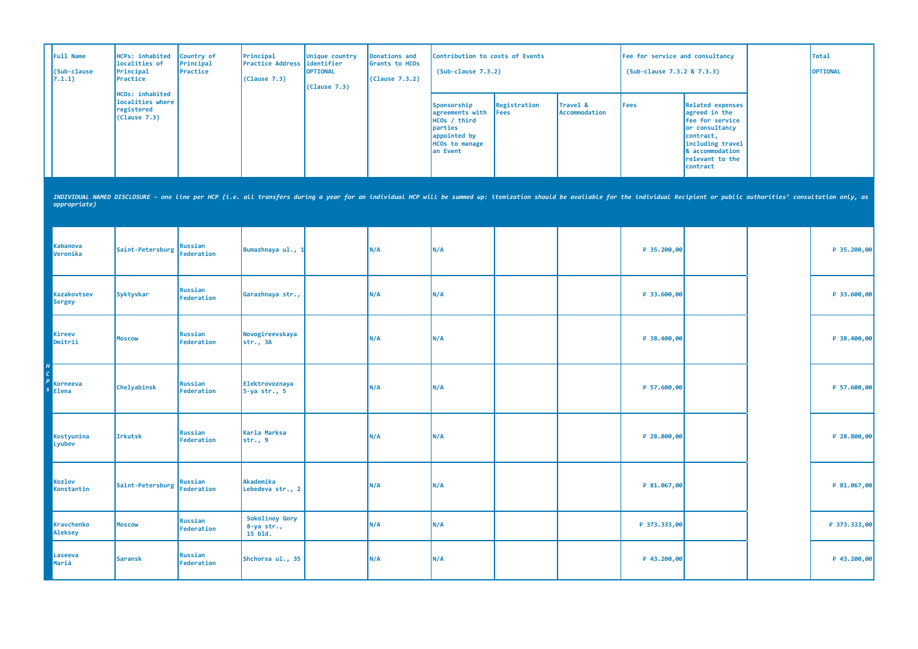| | Full Name (Sub-clause 7.1.1) | HCPs: inhabited localities of Principal Practice HCOs: inhabited localities where registered (Clause 7.3) | Country of Principal Practice | Principal Practice Address (Clause 7.3) | Unique country identifier OPTIONAL (Clause 7.3) | Donations and Grants to HCOs (Clause 7.3.2) | Contribution to costs of Events (Sub-clause 7.3.2) | | | Fee for service and consultancy (Sub-clause 7.3.2 & 7.3.3) | | | Total OPTIONAL |
|---|---|---|---|---|---|---|---|---|---|---|---|---|---|
| | | | | | | | Sponsorship agreements with HCOs / third parties appointed by HCOs to manage an Event | Registration Fees | Travel & Accommodation | Fees | Related expenses agreed in the fee for service or consultancy contract, including travel & accommodation relevant to the contract | | |
| | *INDIVIDUAL NAMED DISCLOSURE – one line per HCP (i.e. all transfers during a year for an individual HCP will be summed up: itemization should be available for the individual Recipient or public authorities' consultation only, as appropriate)* | | | | | | | | | | | | |
| HCPs | Kabanova Veronika | Saint-Petersburg | Russian Federation | Bumazhnaya ul., 1 | | N/A | N/A | | | ₽ 35.200,00 | | | ₽ 35.200,00 |
| | Kazakovtsev Sergey | Syktyvkar | Russian Federation | Garazhnaya str., | | N/A | N/A | | | ₽ 33.600,00 | | | ₽ 33.600,00 |
| | Kireev Dmitrii | Moscow | Russian Federation | Novogireevskaya str., 3A | | N/A | N/A | | | ₽ 38.400,00 | | | ₽ 38.400,00 |
| | Korneeva Elena | Chelyabinsk | Russian Federation | Elektrovoznaya 5-ya str., 5 | | N/A | N/A | | | ₽ 57.600,00 | | | ₽ 57.600,00 |
| | Kostyunina Lyubov | Irkutsk | Russian Federation | Karla Marksa str., 9 | | N/A | N/A | | | ₽ 28.800,00 | | | ₽ 28.800,00 |
| | Kozlov Konstantin | Saint-Petersburg | Russian Federation | Akademika Lebedeva str., 2 | | N/A | N/A | | | ₽ 81.067,00 | | | ₽ 81.067,00 |
| | Kravchenko Aleksey | Moscow | Russian Federation | Sokolinoy Gory 8-ya str., 15 bld. | | N/A | N/A | | | ₽ 373.333,00 | | | ₽ 373.333,00 |
| | Laseeva Mariâ | Saransk | Russian Federation | Shchorsa ul., 35 | | N/A | N/A | | | ₽ 43.200,00 | | | ₽ 43.200,00 |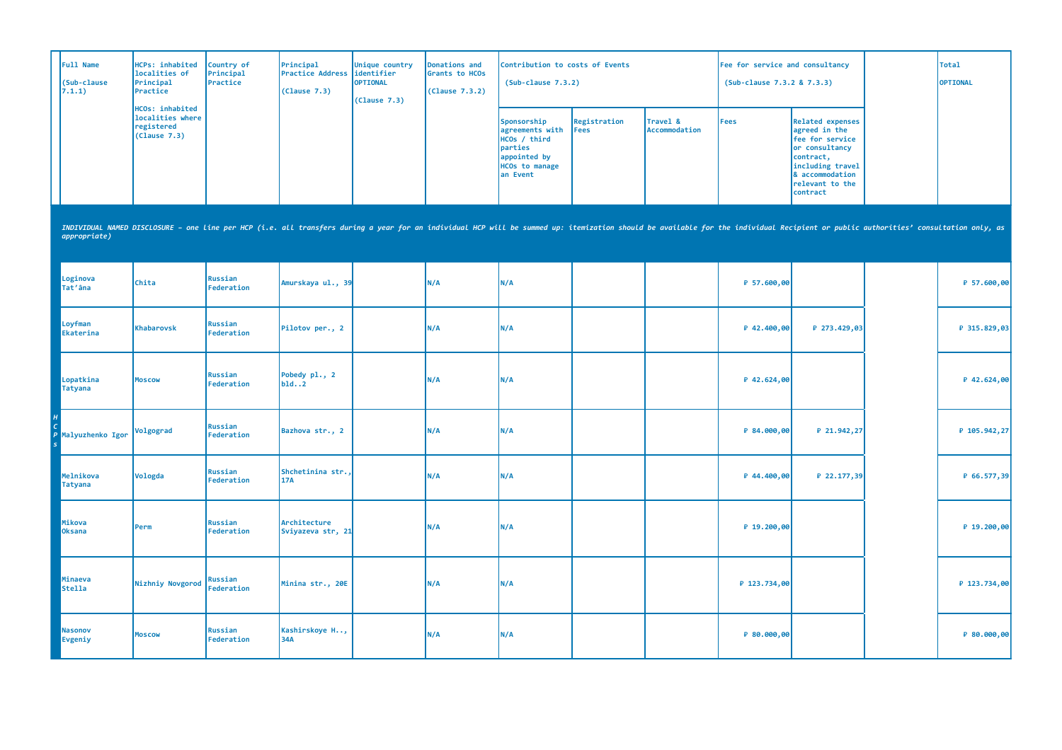| | Full Name (Sub-clause 7.1.1) | HCPs: inhabited localities of Principal Practice HCOs: inhabited localities where registered (Clause 7.3) | Country of Principal Practice | Principal Practice Address (Clause 7.3) | Unique country identifier OPTIONAL (Clause 7.3) | Donations and Grants to HCOs (Clause 7.3.2) | Contribution to costs of Events (Sub-clause 7.3.2) | | | Fee for service and consultancy (Sub-clause 7.3.2 & 7.3.3) | | | Total OPTIONAL |
|---|---|---|---|---|---|---|---|---|---|---|---|---|---|
| | | | | | | | Sponsorship agreements with HCOs / third parties appointed by HCOs to manage an Event | Registration Fees | Travel & Accommodation | Fees | Related expenses agreed in the fee for service or consultancy contract, including travel & accommodation relevant to the contract | | |
| | *INDIVIDUAL NAMED DISCLOSURE – one line per HCP (i.e. all transfers during a year for an individual HCP will be summed up: itemization should be available for the individual Recipient or public authorities' consultation only, as appropriate)* | | | | | | | | | | | | |
| HCPs | Loginova Tat'âna | Chita | Russian Federation | Amurskaya ul., 39 | | N/A | N/A | | | ₽ 57.600,00 | | | ₽ 57.600,00 |
| | Loyfman Ekaterina | Khabarovsk | Russian Federation | Pilotov per., 2 | | N/A | N/A | | | ₽ 42.400,00 | ₽ 273.429,03 | | ₽ 315.829,03 |
| | Lopatkina Tatyana | Moscow | Russian Federation | Pobedy pl., 2 bld..2 | | N/A | N/A | | | ₽ 42.624,00 | | | ₽ 42.624,00 |
| | Malyuzhenko Igor | Volgograd | Russian Federation | Bazhova str., 2 | | N/A | N/A | | | ₽ 84.000,00 | ₽ 21.942,27 | | ₽ 105.942,27 |
| | Melnikova Tatyana | Vologda | Russian Federation | Shchetinina str., 17A | | N/A | N/A | | | ₽ 44.400,00 | ₽ 22.177,39 | | ₽ 66.577,39 |
| | Mikova Oksana | Perm | Russian Federation | Architecture Sviyazeva str, 21 | | N/A | N/A | | | ₽ 19.200,00 | | | ₽ 19.200,00 |
| | Minaeva Stella | Nizhniy Novgorod | Russian Federation | Minina str., 20E | | N/A | N/A | | | ₽ 123.734,00 | | | ₽ 123.734,00 |
| | Nasonov Evgeniy | Moscow | Russian Federation | Kashirskoye H.., 34A | | N/A | N/A | | | ₽ 80.000,00 | | | ₽ 80.000,00 |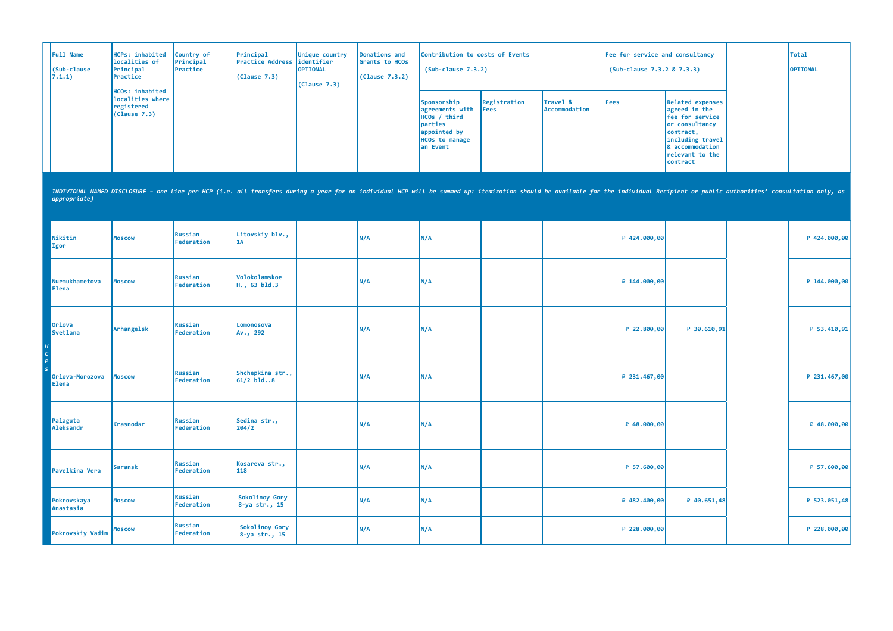| | Full Name (Sub-clause 7.1.1) | HCPs: inhabited localities of Principal Practice HCOs: inhabited localities where registered (Clause 7.3) | Country of Principal Practice | Principal Practice Address (Clause 7.3) | Unique country identifier OPTIONAL (Clause 7.3) | Donations and Grants to HCOs (Clause 7.3.2) | Contribution to costs of Events (Sub-clause 7.3.2) | | | Fee for service and consultancy (Sub-clause 7.3.2 & 7.3.3) | | | Total OPTIONAL |
|---|---|---|---|---|---|---|---|---|---|---|---|---|---|
| | | | | | | | Sponsorship agreements with HCOs / third parties appointed by HCOs to manage an Event | Registration Fees | Travel & Accommodation | Fees | Related expenses agreed in the fee for service or consultancy contract, including travel & accommodation relevant to the contract | | |
| *INDIVIDUAL NAMED DISCLOSURE – one line per HCP (i.e. all transfers during a year for an individual HCP will be summed up: itemization should be available for the individual Recipient or public authorities' consultation only, as appropriate)* | | | | | | | | | | | | | |
| HCPs | Nikitin Igor | Moscow | Russian Federation | Litovskiy blv., 1A | | N/A | N/A | | | ₽ 424.000,00 | | | ₽ 424.000,00 |
| HCPs | Nurmukhametova Elena | Moscow | Russian Federation | Volokolamskoe H., 63 bld.3 | | N/A | N/A | | | ₽ 144.000,00 | | | ₽ 144.000,00 |
| HCPs | Orlova Svetlana | Arhangelsk | Russian Federation | Lomonosova Av., 292 | | N/A | N/A | | | ₽ 22.800,00 | ₽ 30.610,91 | | ₽ 53.410,91 |
| HCPs | Orlova-Morozova Elena | Moscow | Russian Federation | Shchepkina str., 61/2 bld..8 | | N/A | N/A | | | ₽ 231.467,00 | | | ₽ 231.467,00 |
| HCPs | Palaguta Aleksandr | Krasnodar | Russian Federation | Sedina str., 204/2 | | N/A | N/A | | | ₽ 48.000,00 | | | ₽ 48.000,00 |
| HCPs | Pavelkina Vera | Saransk | Russian Federation | Kosareva str., 118 | | N/A | N/A | | | ₽ 57.600,00 | | | ₽ 57.600,00 |
| HCPs | Pokrovskaya Anastasia | Moscow | Russian Federation | Sokolinoy Gory 8-ya str., 15 | | N/A | N/A | | | ₽ 482.400,00 | ₽ 40.651,48 | | ₽ 523.051,48 |
| HCPs | Pokrovskiy Vadim | Moscow | Russian Federation | Sokolinoy Gory 8-ya str., 15 | | N/A | N/A | | | ₽ 228.000,00 | | | ₽ 228.000,00 |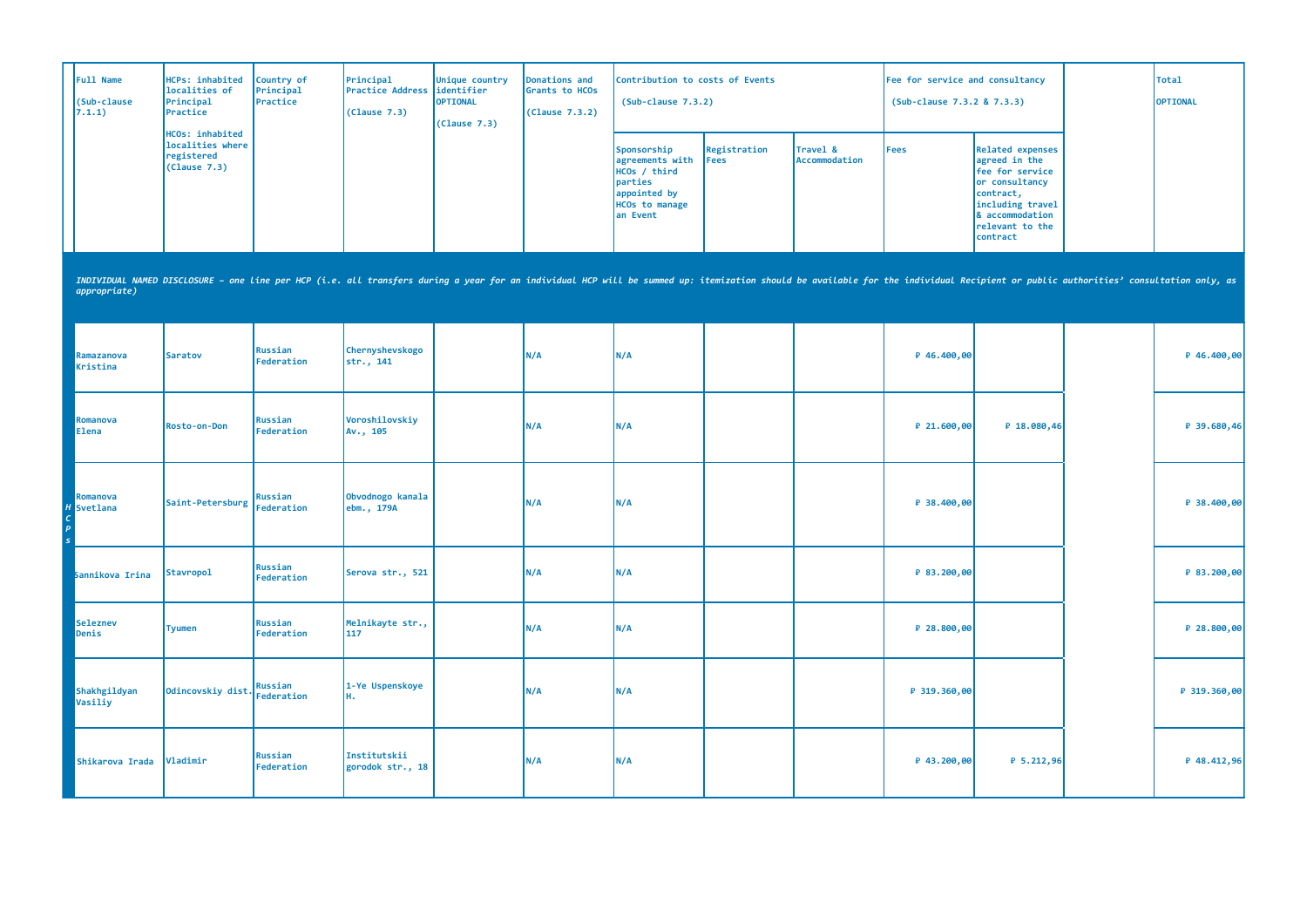| | Full Name (Sub-clause 7.1.1) | HCPs: inhabited localities of Principal Practice HCOs: inhabited localities where registered (Clause 7.3) | Country of Principal Practice | Principal Practice Address (Clause 7.3) | Unique country identifier OPTIONAL (Clause 7.3) | Donations and Grants to HCOs (Clause 7.3.2) | Contribution to costs of Events (Sub-clause 7.3.2) | | | Fee for service and consultancy (Sub-clause 7.3.2 & 7.3.3) | | | Total OPTIONAL |
|---|---|---|---|---|---|---|---|---|---|---|---|---|---|
| | | | | | | | Sponsorship agreements with HCOs / third parties appointed by HCOs to manage an Event | Registration Fees | Travel & Accommodation | Fees | Related expenses agreed in the fee for service or consultancy contract, including travel & accommodation relevant to the contract | | |
| | *INDIVIDUAL NAMED DISCLOSURE – one line per HCP (i.e. all transfers during a year for an individual HCP will be summed up: itemization should be available for the individual Recipient or public authorities' consultation only, as appropriate)* | | | | | | | | | | | | |
| HCPs | Ramazanova Kristina | Saratov | Russian Federation | Chernyshevskogo str., 141 | | N/A | N/A | | | ₽ 46.400,00 | | | ₽ 46.400,00 |
| | Romanova Elena | Rosto-on-Don | Russian Federation | Voroshilovskiy Av., 105 | | N/A | N/A | | | ₽ 21.600,00 | ₽ 18.080,46 | | ₽ 39.680,46 |
| | Romanova Svetlana | Saint-Petersburg | Russian Federation | Obvodnogo kanala ebm., 179A | | N/A | N/A | | | ₽ 38.400,00 | | | ₽ 38.400,00 |
| | Sannikova Irina | Stavropol | Russian Federation | Serova str., 521 | | N/A | N/A | | | ₽ 83.200,00 | | | ₽ 83.200,00 |
| | Seleznev Denis | Tyumen | Russian Federation | Melnikayte str., 117 | | N/A | N/A | | | ₽ 28.800,00 | | | ₽ 28.800,00 |
| | Shakhgildyan Vasiliy | Odincovskiy dist. | Russian Federation | 1-Ye Uspenskoye H. | | N/A | N/A | | | ₽ 319.360,00 | | | ₽ 319.360,00 |
| | Shikarova Irada | Vladimir | Russian Federation | Institutskii gorodok str., 18 | | N/A | N/A | | | ₽ 43.200,00 | ₽ 5.212,96 | | ₽ 48.412,96 |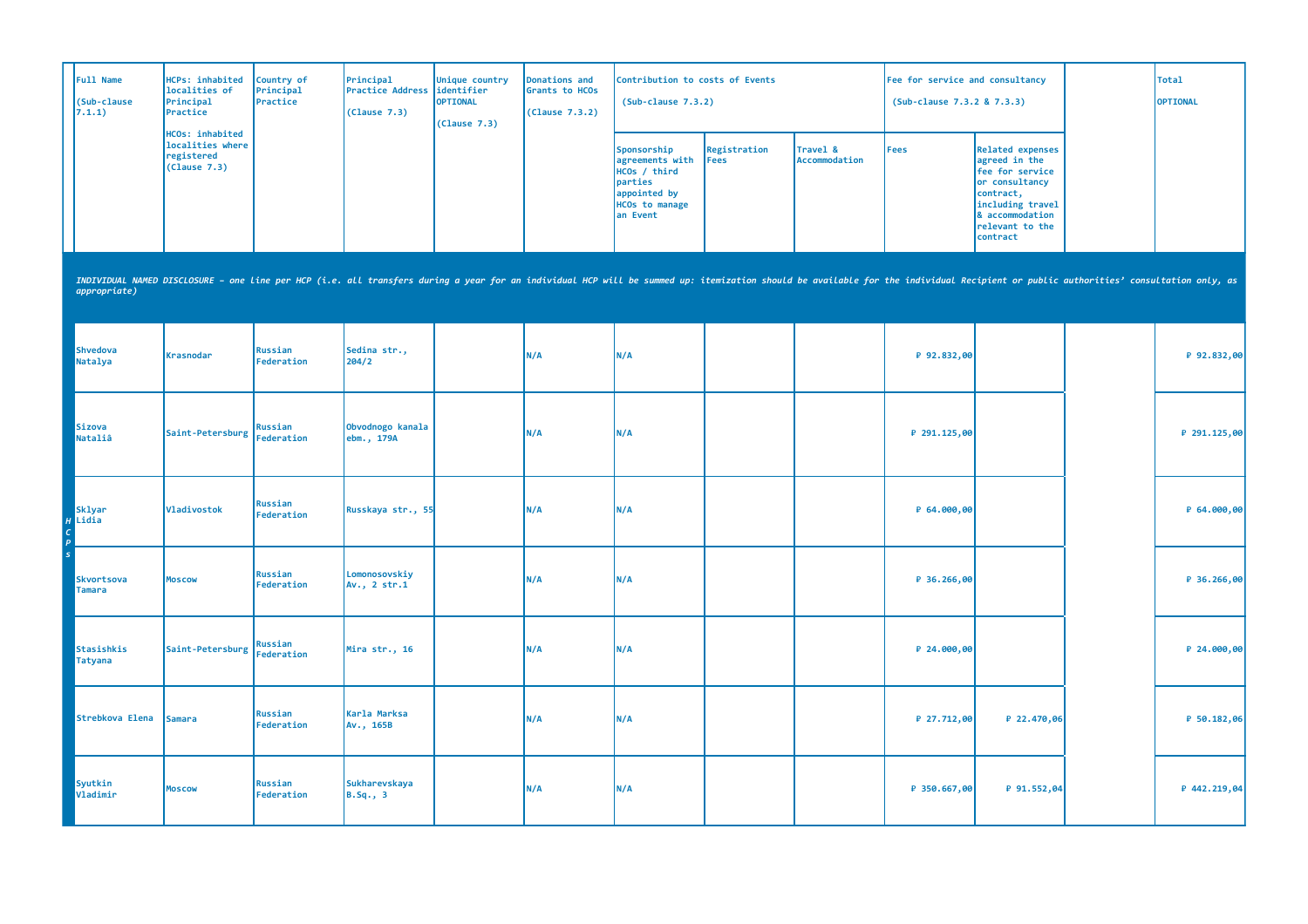| | Full Name (Sub-clause 7.1.1) | HCPs: inhabited localities of Principal Practice HCOs: inhabited localities where registered (Clause 7.3) | Country of Principal Practice | Principal Practice Address (Clause 7.3) | Unique country identifier OPTIONAL (Clause 7.3) | Donations and Grants to HCOs (Clause 7.3.2) | Contribution to costs of Events (Sub-clause 7.3.2) | | | Fee for service and consultancy (Sub-clause 7.3.2 & 7.3.3) | | | Total OPTIONAL |
|---|---|---|---|---|---|---|---|---|---|---|---|---|---|
| | | | | | | | Sponsorship agreements with HCOs / third parties appointed by HCOs to manage an Event | Registration Fees | Travel & Accommodation | Fees | Related expenses agreed in the fee for service or consultancy contract, including travel & accommodation relevant to the contract | | |
| | *INDIVIDUAL NAMED DISCLOSURE – one line per HCP (i.e. all transfers during a year for an individual HCP will be summed up: itemization should be available for the individual Recipient or public authorities' consultation only, as appropriate)* | | | | | | | | | | | | |
| HCPs | Shvedova Natalya | Krasnodar | Russian Federation | Sedina str., 204/2 | | N/A | N/A | | | ₽ 92.832,00 | | | ₽ 92.832,00 |
| | Sizova Nataliâ | Saint-Petersburg | Russian Federation | Obvodnogo kanala ebm., 179A | | N/A | N/A | | | ₽ 291.125,00 | | | ₽ 291.125,00 |
| | Sklyar Lidia | Vladivostok | Russian Federation | Russkaya str., 55 | | N/A | N/A | | | ₽ 64.000,00 | | | ₽ 64.000,00 |
| | Skvortsova Tamara | Moscow | Russian Federation | Lomonosovskiy Av., 2 str.1 | | N/A | N/A | | | ₽ 36.266,00 | | | ₽ 36.266,00 |
| | Stasishkis Tatyana | Saint-Petersburg | Russian Federation | Mira str., 16 | | N/A | N/A | | | ₽ 24.000,00 | | | ₽ 24.000,00 |
| | Strebkova Elena | Samara | Russian Federation | Karla Marksa Av., 165B | | N/A | N/A | | | ₽ 27.712,00 | ₽ 22.470,06 | | ₽ 50.182,06 |
| | Syutkin Vladimir | Moscow | Russian Federation | Sukharevskaya B.Sq., 3 | | N/A | N/A | | | ₽ 350.667,00 | ₽ 91.552,04 | | ₽ 442.219,04 |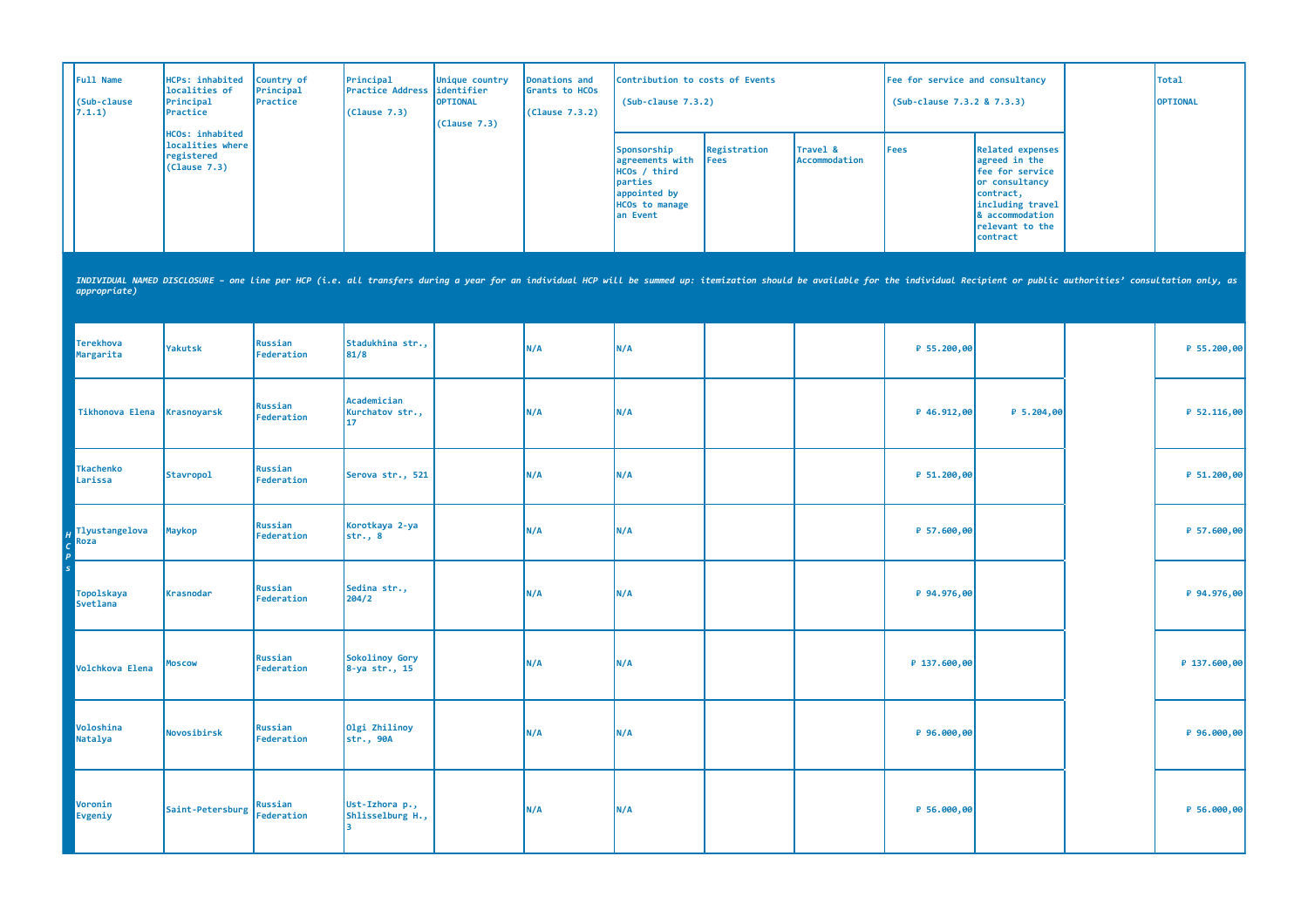| | Full Name (Sub-clause 7.1.1) | HCPs: inhabited localities of Principal Practice HCOs: inhabited localities where registered (Clause 7.3) | Country of Principal Practice | Principal Practice Address (Clause 7.3) | Unique country identifier OPTIONAL (Clause 7.3) | Donations and Grants to HCOs (Clause 7.3.2) | Contribution to costs of Events (Sub-clause 7.3.2) | | | Fee for service and consultancy (Sub-clause 7.3.2 & 7.3.3) | | | Total OPTIONAL |
|---|---|---|---|---|---|---|---|---|---|---|---|---|---|
| | | | | | | | Sponsorship agreements with HCOs / third parties appointed by HCOs to manage an Event | Registration Fees | Travel & Accommodation | Fees | Related expenses agreed in the fee for service or consultancy contract, including travel & accommodation relevant to the contract | | |
| | *INDIVIDUAL NAMED DISCLOSURE – one line per HCP (i.e. all transfers during a year for an individual HCP will be summed up: itemization should be available for the individual Recipient or public authorities' consultation only, as appropriate)* | | | | | | | | | | | | |
| HCPs | Terekhova Margarita | Yakutsk | Russian Federation | Stadukhina str., 81/8 | | N/A | N/A | | | ₽ 55.200,00 | | | ₽ 55.200,00 |
| | Tikhonova Elena | Krasnoyarsk | Russian Federation | Academician Kurchatov str., 17 | | N/A | N/A | | | ₽ 46.912,00 | ₽ 5.204,00 | | ₽ 52.116,00 |
| | Tkachenko Larissa | Stavropol | Russian Federation | Serova str., 521 | | N/A | N/A | | | ₽ 51.200,00 | | | ₽ 51.200,00 |
| | Tlyustangelova Roza | Maykop | Russian Federation | Korotkaya 2-ya str., 8 | | N/A | N/A | | | ₽ 57.600,00 | | | ₽ 57.600,00 |
| | Topolskaya Svetlana | Krasnodar | Russian Federation | Sedina str., 204/2 | | N/A | N/A | | | ₽ 94.976,00 | | | ₽ 94.976,00 |
| | Volchkova Elena | Moscow | Russian Federation | Sokolinoy Gory 8-ya str., 15 | | N/A | N/A | | | ₽ 137.600,00 | | | ₽ 137.600,00 |
| | Voloshina Natalya | Novosibirsk | Russian Federation | Olgi Zhilinoy str., 90A | | N/A | N/A | | | ₽ 96.000,00 | | | ₽ 96.000,00 |
| | Voronin Evgeniy | Saint-Petersburg | Russian Federation | Ust-Izhora p., Shlisselburg H., 3 | | N/A | N/A | | | ₽ 56.000,00 | | | ₽ 56.000,00 |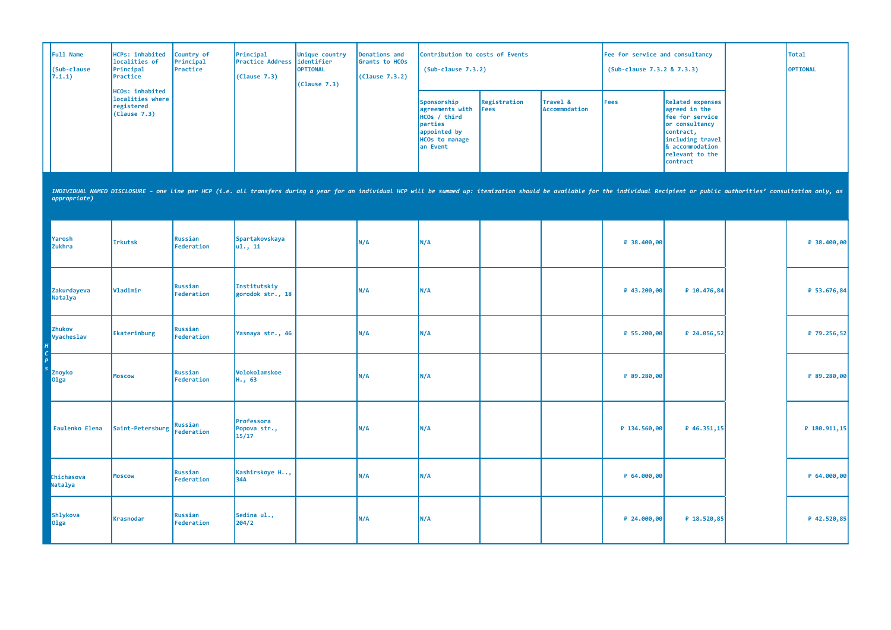| | Full Name (Sub-clause 7.1.1) | HCPs: inhabited localities of Principal Practice HCOs: inhabited localities where registered (Clause 7.3) | Country of Principal Practice | Principal Practice Address (Clause 7.3) | Unique country identifier OPTIONAL (Clause 7.3) | Donations and Grants to HCOs (Clause 7.3.2) | Contribution to costs of Events (Sub-clause 7.3.2) | | | Fee for service and consultancy (Sub-clause 7.3.2 & 7.3.3) | | | Total OPTIONAL |
|---|---|---|---|---|---|---|---|---|---|---|---|---|---|
| | | | | | | | Sponsorship agreements with HCOs / third parties appointed by HCOs to manage an Event | Registration Fees | Travel & Accommodation | Fees | Related expenses agreed in the fee for service or consultancy contract, including travel & accommodation relevant to the contract | | |
| | *INDIVIDUAL NAMED DISCLOSURE – one line per HCP (i.e. all transfers during a year for an individual HCP will be summed up: itemization should be available for the individual Recipient or public authorities' consultation only, as appropriate)* | | | | | | | | | | | | |
| HCPs | Yarosh Zukhra | Irkutsk | Russian Federation | Spartakovskaya ul., 11 | | N/A | N/A | | | ₽ 38.400,00 | | | ₽ 38.400,00 |
| | Zakurdayeva Natalya | Vladimir | Russian Federation | Institutskiy gorodok str., 18 | | N/A | N/A | | | ₽ 43.200,00 | ₽ 10.476,84 | | ₽ 53.676,84 |
| | Zhukov Vyacheslav | Ekaterinburg | Russian Federation | Yasnaya str., 46 | | N/A | N/A | | | ₽ 55.200,00 | ₽ 24.056,52 | | ₽ 79.256,52 |
| | Znoyko Olga | Moscow | Russian Federation | Volokolamskoe H., 63 | | N/A | N/A | | | ₽ 89.280,00 | | | ₽ 89.280,00 |
| | Eaulenko Elena | Saint-Petersburg | Russian Federation | Professora Popova str., 15/17 | | N/A | N/A | | | ₽ 134.560,00 | ₽ 46.351,15 | | ₽ 180.911,15 |
| | Chichasova Natalya | Moscow | Russian Federation | Kashirskoye H.., 34A | | N/A | N/A | | | ₽ 64.000,00 | | | ₽ 64.000,00 |
| | Shlykova Olga | Krasnodar | Russian Federation | Sedina ul., 204/2 | | N/A | N/A | | | ₽ 24.000,00 | ₽ 18.520,85 | | ₽ 42.520,85 |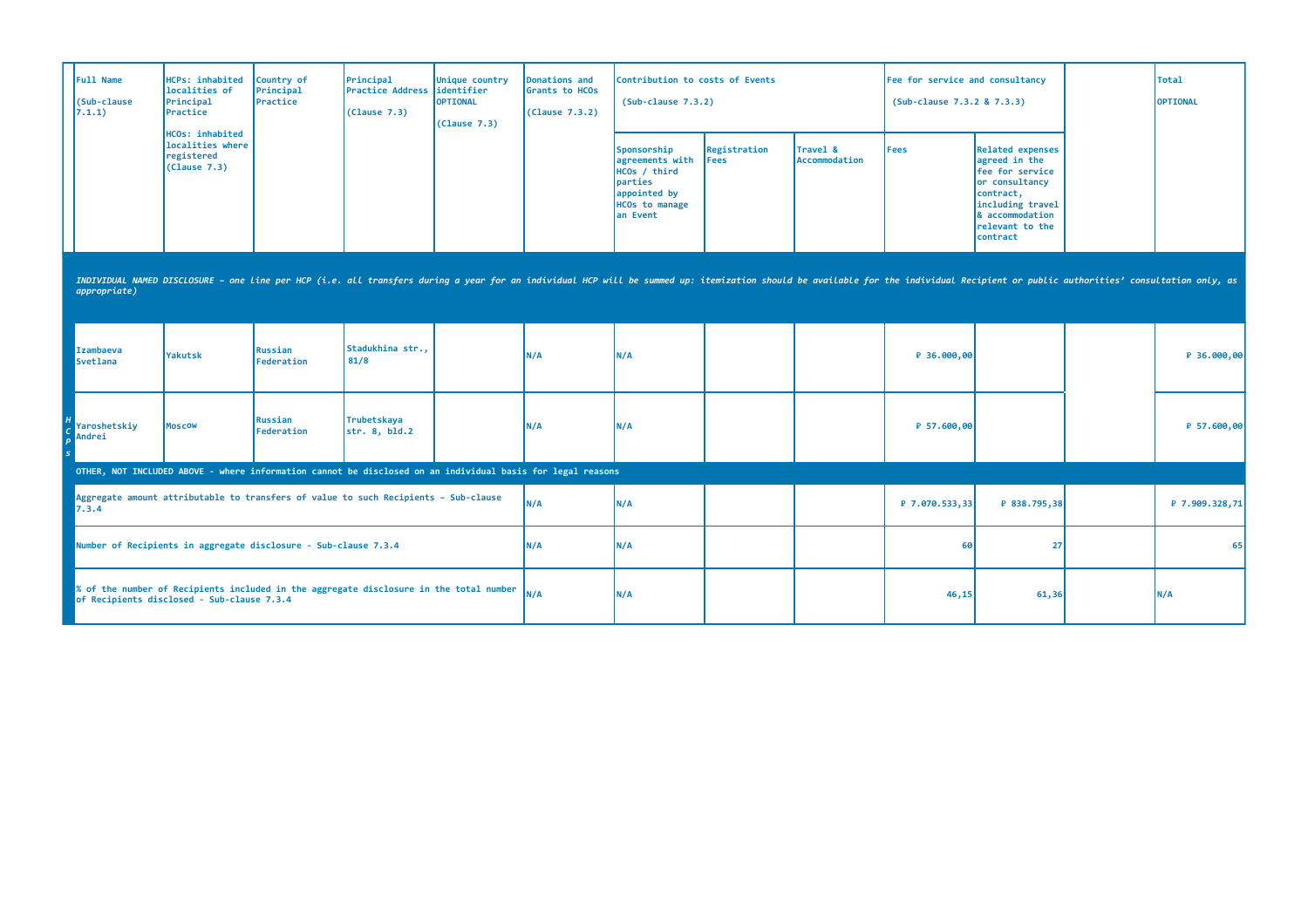| | Full Name (Sub-clause 7.1.1) | HCPs: inhabited localities of Principal Practice HCOs: inhabited localities where registered (Clause 7.3) | Country of Principal Practice | Principal Practice Address (Clause 7.3) | Unique country identifier OPTIONAL (Clause 7.3) | Donations and Grants to HCOs (Clause 7.3.2) | Contribution to costs of Events (Sub-clause 7.3.2) | | | Fee for service and consultancy (Sub-clause 7.3.2 & 7.3.3) | | | Total OPTIONAL |
|---|---|---|---|---|---|---|---|---|---|---|---|---|---|
| | | | | | | | Sponsorship agreements with HCOs / third parties appointed by HCOs to manage an Event | Registration Fees | Travel & Accommodation | Fees | Related expenses agreed in the fee for service or consultancy contract, including travel & accommodation relevant to the contract | | |
| | *INDIVIDUAL NAMED DISCLOSURE – one line per HCP (i.e. all transfers during a year for an individual HCP will be summed up: itemization should be available for the individual Recipient or public authorities' consultation only, as appropriate)* | | | | | | | | | | | | |
| HCPs | Izambaeva Svetlana | Yakutsk | Russian Federation | Stadukhina str., 81/8 | | N/A | N/A | | | ₽ 36.000,00 | | | ₽ 36.000,00 |
| | Yaroshetskiy Andrei | Moscow | Russian Federation | Trubetskaya str. 8, bld.2 | | N/A | N/A | | | ₽ 57.600,00 | | | ₽ 57.600,00 |
| | OTHER, NOT INCLUDED ABOVE - where information cannot be disclosed on an individual basis for legal reasons | | | | | | | | | | | | |
| | Aggregate amount attributable to transfers of value to such Recipients – Sub-clause 7.3.4 | | | | | N/A | N/A | | | ₽ 7.070.533,33 | ₽ 838.795,38 | | ₽ 7.909.328,71 |
| | Number of Recipients in aggregate disclosure - Sub-clause 7.3.4 | | | | | N/A | N/A | | | 60 | 27 | | 65 |
| | % of the number of Recipients included in the aggregate disclosure in the total number of Recipients disclosed - Sub-clause 7.3.4 | | | | | N/A | N/A | | | 46,15 | 61,36 | | N/A |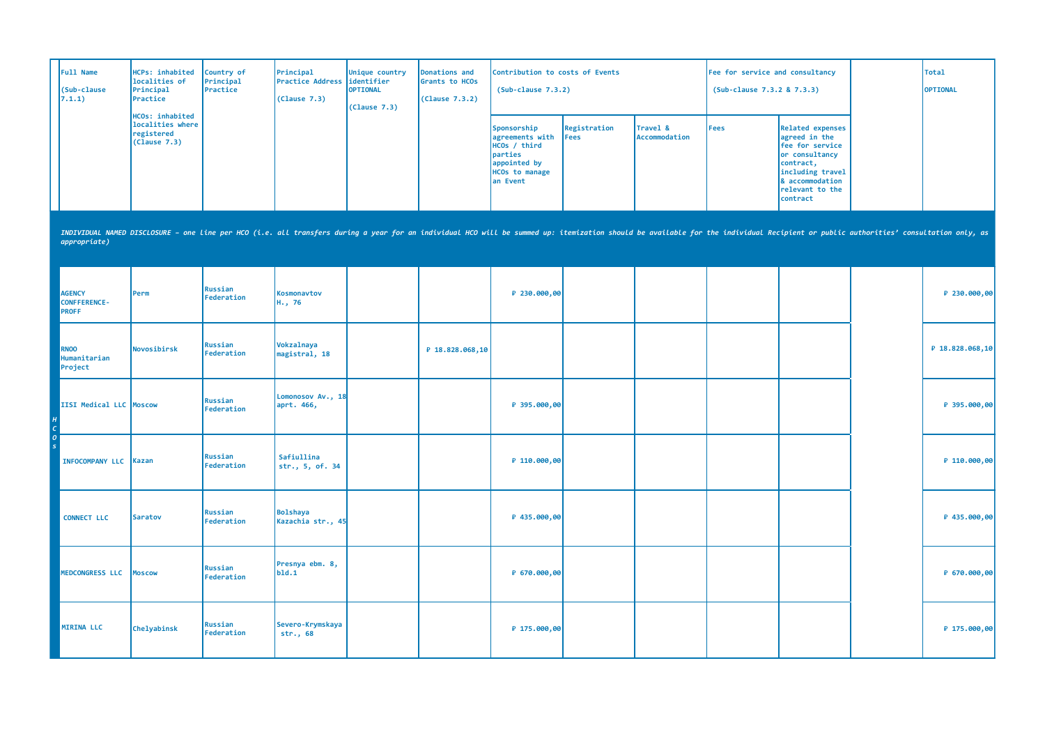| | Full Name (Sub-clause 7.1.1) | HCPs: inhabited localities of Principal Practice HCOs: inhabited localities where registered (Clause 7.3) | Country of Principal Practice | Principal Practice Address (Clause 7.3) | Unique country identifier OPTIONAL (Clause 7.3) | Donations and Grants to HCOs (Clause 7.3.2) | Contribution to costs of Events (Sub-clause 7.3.2) | | | Fee for service and consultancy (Sub-clause 7.3.2 & 7.3.3) | | | Total OPTIONAL |
|---|---|---|---|---|---|---|---|---|---|---|---|---|---|
| | | | | | | | Sponsorship agreements with HCOs / third parties appointed by HCOs to manage an Event | Registration Fees | Travel & Accommodation | Fees | Related expenses agreed in the fee for service or consultancy contract, including travel & accommodation relevant to the contract | | |
| *INDIVIDUAL NAMED DISCLOSURE – one line per HCO (i.e. all transfers during a year for an individual HCO will be summed up: itemization should be available for the individual Recipient or public authorities' consultation only, as appropriate)* | | | | | | | | | | | | | |
| *HCOs* | AGENCY CONFFERENCE-PROFF | Perm | Russian Federation | Kosmonavtov H., 76 | | | ₽ 230.000,00 | | | | | | ₽ 230.000,00 |
| | RNOO Humanitarian Project | Novosibirsk | Russian Federation | Vokzalnaya magistral, 18 | | ₽ 18.828.068,10 | | | | | | | ₽ 18.828.068,10 |
| | IISI Medical LLC | Moscow | Russian Federation | Lomonosov Av., 18 aprt. 466, | | | ₽ 395.000,00 | | | | | | ₽ 395.000,00 |
| | INFOCOMPANY LLC | Kazan | Russian Federation | Safiullina str., 5, of. 34 | | | ₽ 110.000,00 | | | | | | ₽ 110.000,00 |
| | CONNECT LLC | Saratov | Russian Federation | Bolshaya Kazachia str., 45 | | | ₽ 435.000,00 | | | | | | ₽ 435.000,00 |
| | MEDCONGRESS LLC | Moscow | Russian Federation | Presnya ebm. 8, bld.1 | | | ₽ 670.000,00 | | | | | | ₽ 670.000,00 |
| | MIRINA LLC | Chelyabinsk | Russian Federation | Severo-Krymskaya str., 68 | | | ₽ 175.000,00 | | | | | | ₽ 175.000,00 |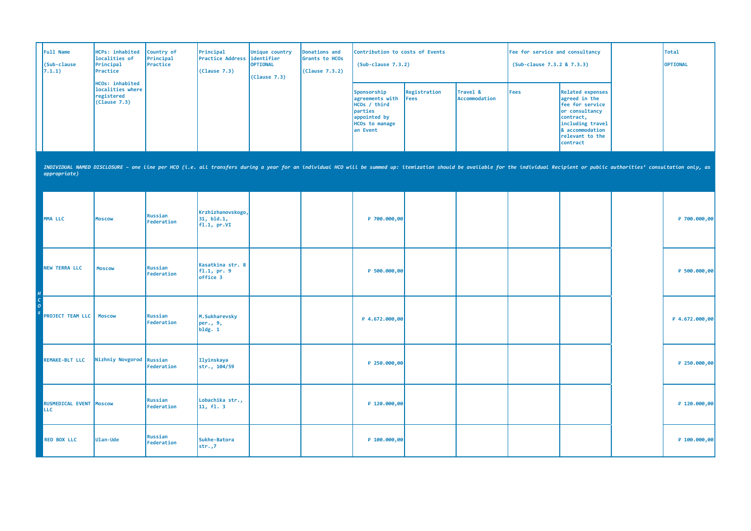| Full Name (Sub-clause 7.1.1) | HCPs: inhabited localities of Principal Practice HCOs: inhabited localities where registered (Clause 7.3) | Country of Principal Practice | Principal Practice Address (Clause 7.3) | Unique country identifier OPTIONAL (Clause 7.3) | Donations and Grants to HCOs (Clause 7.3.2) | Contribution to costs of Events (Sub-clause 7.3.2) | | | Fee for service and consultancy (Sub-clause 7.3.2 & 7.3.3) | | | Total OPTIONAL |
|---|---|---|---|---|---|---|---|---|---|---|---|---|
| | | | | | | Sponsorship agreements with HCOs / third parties appointed by HCOs to manage an Event | Registration Fees | Travel & Accommodation | Fees | Related expenses agreed in the fee for service or consultancy contract, including travel & accommodation relevant to the contract | | |
| *INDIVIDUAL NAMED DISCLOSURE – one line per HCO (i.e. all transfers during a year for an individual HCO will be summed up: itemization should be available for the individual Recipient or public authorities' consultation only, as appropriate)* | | | | | | | | | | | | |
| MMA LLC | Moscow | Russian Federation | Krzhizhanovskogo, 31, bld.1, fl.1, pr.VI | | | ₽ 700.000,00 | | | | | | ₽ 700.000,00 |
| NEW TERRA LLC | Moscow | Russian Federation | Kasatkina str. 8 fl.1, pr. 9 office 3 | | | ₽ 500.000,00 | | | | | | ₽ 500.000,00 |
| PROJECT TEAM LLC | Moscow | Russian Federation | M.Sukharevsky per., 9, bldg. 1 | | | ₽ 4.672.000,00 | | | | | | ₽ 4.672.000,00 |
| REMAKE-BLT LLC | Nizhniy Novgorod | Russian Federation | Ilyinskaya str., 104/59 | | | ₽ 250.000,00 | | | | | | ₽ 250.000,00 |
| RUSMEDICAL EVENT LLC | Moscow | Russian Federation | Lobachika str., 11, fl. 3 | | | ₽ 120.000,00 | | | | | | ₽ 120.000,00 |
| RED BOX LLC | Ulan-Ude | Russian Federation | Sukhe-Batora str.,7 | | | ₽ 100.000,00 | | | | | | ₽ 100.000,00 |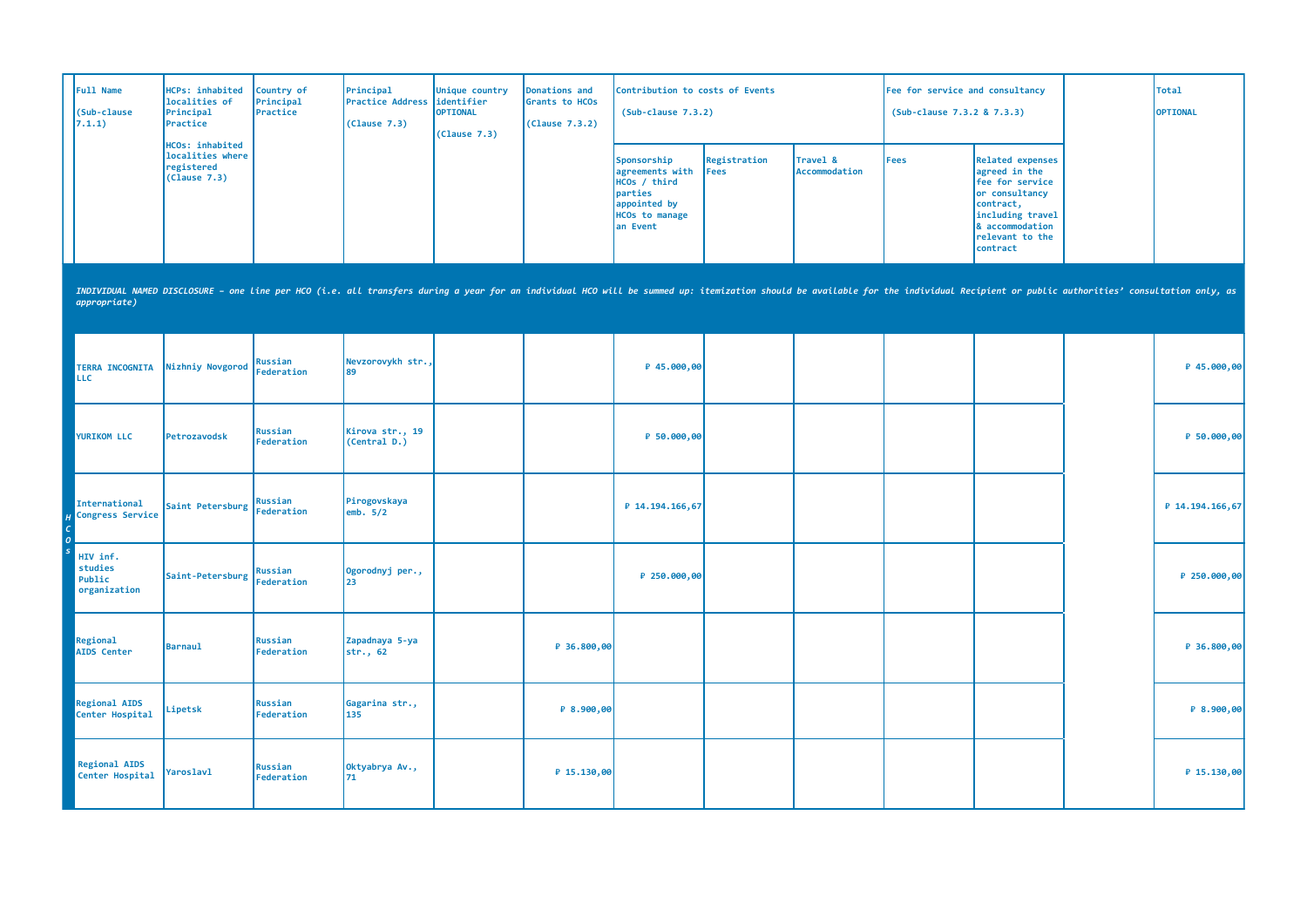| | Full Name (Sub-clause 7.1.1) | HCPs: inhabited localities of Principal Practice HCOs: inhabited localities where registered (Clause 7.3) | Country of Principal Practice | Principal Practice Address (Clause 7.3) | Unique country identifier OPTIONAL (Clause 7.3) | Donations and Grants to HCOs (Clause 7.3.2) | Contribution to costs of Events (Sub-clause 7.3.2) | | | Fee for service and consultancy (Sub-clause 7.3.2 & 7.3.3) | | | Total OPTIONAL |
|---|---|---|---|---|---|---|---|---|---|---|---|---|---|
| | | | | | | | Sponsorship agreements with HCOs / third parties appointed by HCOs to manage an Event | Registration Fees | Travel & Accommodation | Fees | Related expenses agreed in the fee for service or consultancy contract, including travel & accommodation relevant to the contract | | |
| *INDIVIDUAL NAMED DISCLOSURE – one line per HCO (i.e. all transfers during a year for an individual HCO will be summed up: itemization should be available for the individual Recipient or public authorities' consultation only, as appropriate)* | | | | | | | | | | | | | |
| HCOs | TERRA INCOGNITA LLC | Nizhniy Novgorod | Russian Federation | Nevzorovykh str., 89 | | | ₽ 45.000,00 | | | | | | ₽ 45.000,00 |
| HCOs | YURIKOM LLC | Petrozavodsk | Russian Federation | Kirova str., 19 (Central D.) | | | ₽ 50.000,00 | | | | | | ₽ 50.000,00 |
| HCOs | International Congress Service | Saint Petersburg | Russian Federation | Pirogovskaya emb. 5/2 | | | ₽ 14.194.166,67 | | | | | | ₽ 14.194.166,67 |
| HCOs | HIV inf. studies Public organization | Saint-Petersburg | Russian Federation | Ogorodnyj per., 23 | | | ₽ 250.000,00 | | | | | | ₽ 250.000,00 |
| HCOs | Regional AIDS Center | Barnaul | Russian Federation | Zapadnaya 5-ya str., 62 | | ₽ 36.800,00 | | | | | | | ₽ 36.800,00 |
| HCOs | Regional AIDS Center Hospital | Lipetsk | Russian Federation | Gagarina str., 135 | | ₽ 8.900,00 | | | | | | | ₽ 8.900,00 |
| HCOs | Regional AIDS Center Hospital | Yaroslavl | Russian Federation | Oktyabrya Av., 71 | | ₽ 15.130,00 | | | | | | | ₽ 15.130,00 |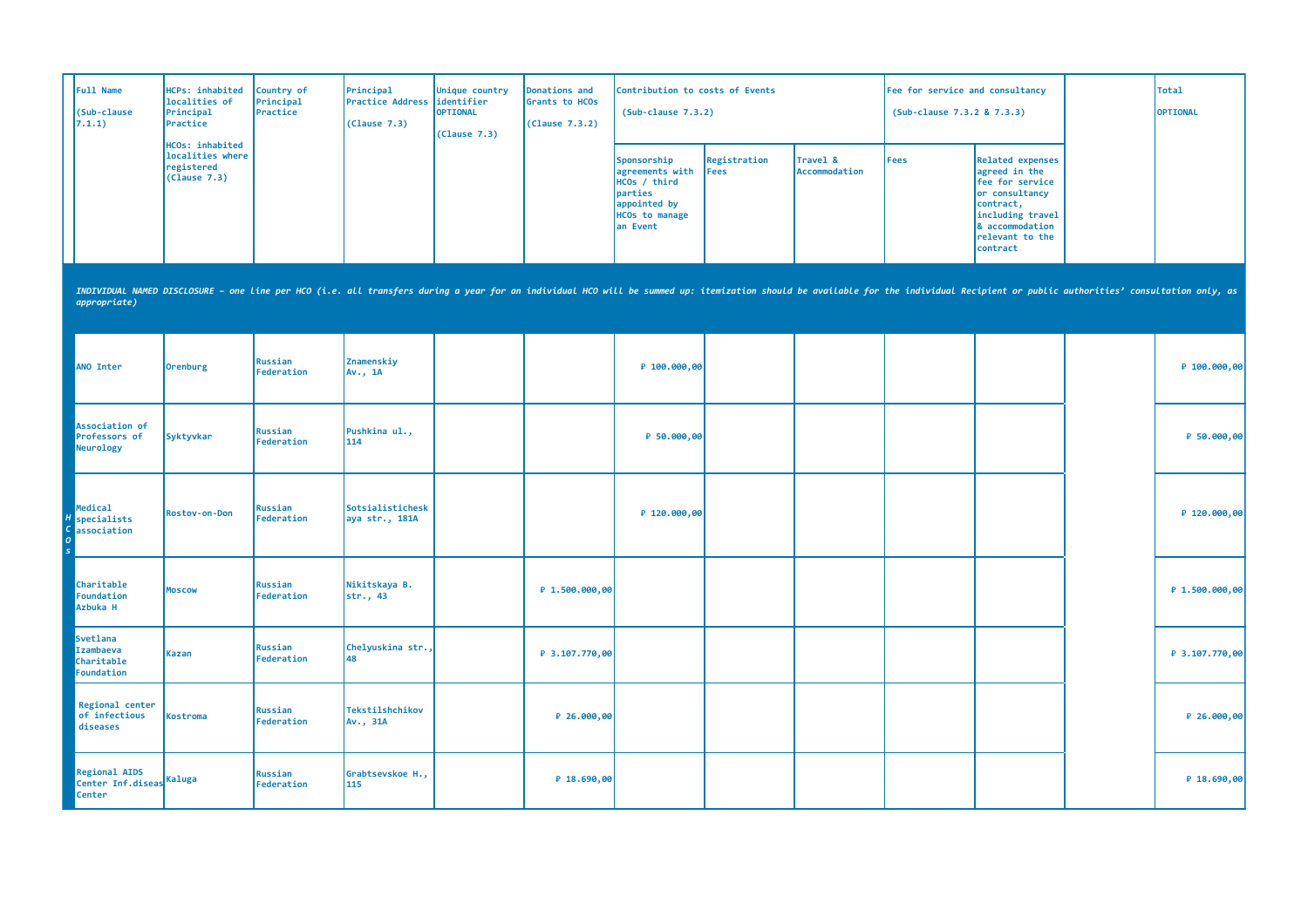| | Full Name (Sub-clause 7.1.1) | HCPs: inhabited localities of Principal Practice HCOs: inhabited localities where registered (Clause 7.3) | Country of Principal Practice | Principal Practice Address (Clause 7.3) | Unique country identifier OPTIONAL (Clause 7.3) | Donations and Grants to HCOs (Clause 7.3.2) | Contribution to costs of Events (Sub-clause 7.3.2) | | | Fee for service and consultancy (Sub-clause 7.3.2 & 7.3.3) | | | Total OPTIONAL |
|---|---|---|---|---|---|---|---|---|---|---|---|---|---|
| | | | | | | | Sponsorship agreements with HCOs / third parties appointed by HCOs to manage an Event | Registration Fees | Travel & Accommodation | Fees | Related expenses agreed in the fee for service or consultancy contract, including travel & accommodation relevant to the contract | | |
| *INDIVIDUAL NAMED DISCLOSURE - one line per HCO (i.e. all transfers during a year for an individual HCO will be summed up: itemization should be available for the individual Recipient or public authorities' consultation only, as appropriate)* | | | | | | | | | | | | | |
| HCOs | ANO Inter | Orenburg | Russian Federation | Znamenskiy Av., 1A | | | ₽ 100.000,00 | | | | | | ₽ 100.000,00 |
| | Association of Professors of Neurology | Syktyvkar | Russian Federation | Pushkina ul., 114 | | | ₽ 50.000,00 | | | | | | ₽ 50.000,00 |
| | Medical specialists association | Rostov-on-Don | Russian Federation | Sotsialisticheskaya str., 181A | | | ₽ 120.000,00 | | | | | | ₽ 120.000,00 |
| | Charitable Foundation Azbuka H | Moscow | Russian Federation | Nikitskaya B. str., 43 | | ₽ 1.500.000,00 | | | | | | | ₽ 1.500.000,00 |
| | Svetlana Izambaeva Charitable Foundation | Kazan | Russian Federation | Chelyuskina str., 48 | | ₽ 3.107.770,00 | | | | | | | ₽ 3.107.770,00 |
| | Regional center of infectious diseases | Kostroma | Russian Federation | Tekstilshchikov Av., 31A | | ₽ 26.000,00 | | | | | | | ₽ 26.000,00 |
| | Regional AIDS Center Inf.diseas Center | Kaluga | Russian Federation | Grabtsevskoe H., 115 | | ₽ 18.690,00 | | | | | | | ₽ 18.690,00 |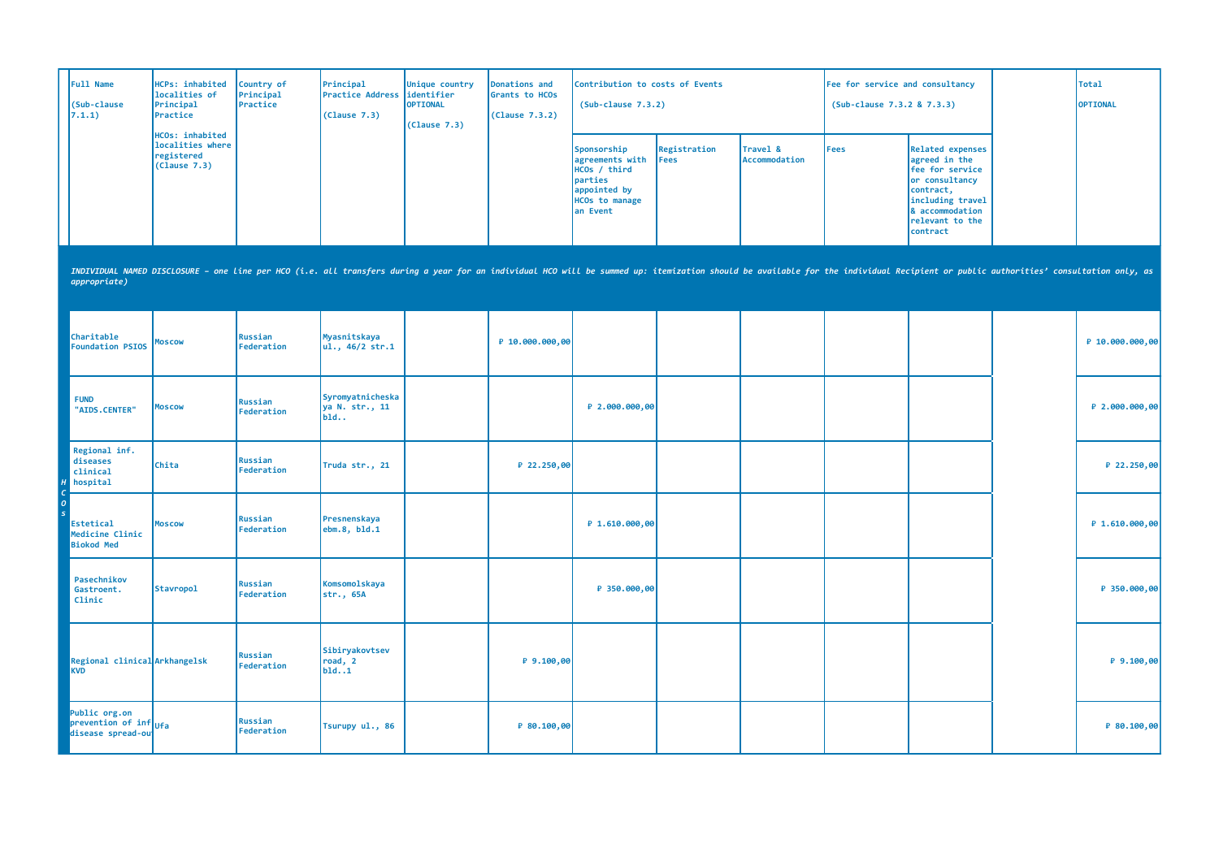| | Full Name (Sub-clause 7.1.1) | HCPs: inhabited localities of Principal Practice HCOs: inhabited localities where registered (Clause 7.3) | Country of Principal Practice | Principal Practice Address (Clause 7.3) | Unique country identifier OPTIONAL (Clause 7.3) | Donations and Grants to HCOs (Clause 7.3.2) | Contribution to costs of Events (Sub-clause 7.3.2) | | | Fee for service and consultancy (Sub-clause 7.3.2 & 7.3.3) | | | Total OPTIONAL |
|---|---|---|---|---|---|---|---|---|---|---|---|---|---|
| | | | | | | | Sponsorship agreements with HCOs / third parties appointed by HCOs to manage an Event | Registration Fees | Travel & Accommodation | Fees | Related expenses agreed in the fee for service or consultancy contract, including travel & accommodation relevant to the contract | | |
| *INDIVIDUAL NAMED DISCLOSURE – one line per HCO (i.e. all transfers during a year for an individual HCO will be summed up: itemization should be available for the individual Recipient or public authorities' consultation only, as appropriate)* | | | | | | | | | | | | | |
| *HCOs* | Charitable Foundation PSIOS | Moscow | Russian Federation | Myasnitskaya ul., 46/2 str.1 | | ₽ 10.000.000,00 | | | | | | | ₽ 10.000.000,00 |
| | FUND "AIDS.CENTER" | Moscow | Russian Federation | Syromyatnicheskaya N. str., 11 bld.. | | | ₽ 2.000.000,00 | | | | | | ₽ 2.000.000,00 |
| | Regional inf. diseases clinical hospital | Chita | Russian Federation | Truda str., 21 | | ₽ 22.250,00 | | | | | | | ₽ 22.250,00 |
| | Estetical Medicine Clinic Biokod Med | Moscow | Russian Federation | Presnenskaya ebm.8, bld.1 | | | ₽ 1.610.000,00 | | | | | | ₽ 1.610.000,00 |
| | Pasechnikov Gastroent. Clinic | Stavropol | Russian Federation | Komsomolskaya str., 65A | | | ₽ 350.000,00 | | | | | | ₽ 350.000,00 |
| | Regional clinical KVD | Arkhangelsk | Russian Federation | Sibiryakovtsev road, 2 bld..1 | | ₽ 9.100,00 | | | | | | | ₽ 9.100,00 |
| | Public org.on prevention of inf disease spread-ou | Ufa | Russian Federation | Tsurupy ul., 86 | | ₽ 80.100,00 | | | | | | | ₽ 80.100,00 |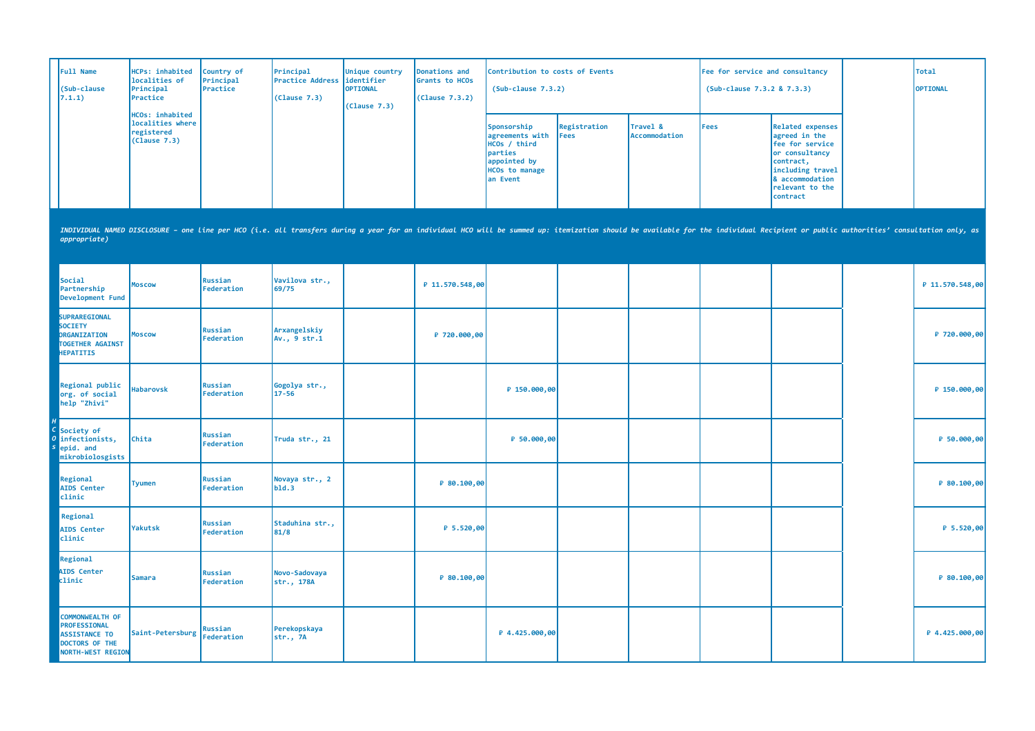| | Full Name (Sub-clause 7.1.1) | HCPs: inhabited localities of Principal Practice HCOs: inhabited localities where registered (Clause 7.3) | Country of Principal Practice | Principal Practice Address (Clause 7.3) | Unique country identifier OPTIONAL (Clause 7.3) | Donations and Grants to HCOs (Clause 7.3.2) | Contribution to costs of Events (Sub-clause 7.3.2) | | | Fee for service and consultancy (Sub-clause 7.3.2 & 7.3.3) | | | Total OPTIONAL |
|---|---|---|---|---|---|---|---|---|---|---|---|---|---|
| | | | | | | | Sponsorship agreements with HCOs / third parties appointed by HCOs to manage an Event | Registration Fees | Travel & Accommodation | Fees | Related expenses agreed in the fee for service or consultancy contract, including travel & accommodation relevant to the contract | | |
| *INDIVIDUAL NAMED DISCLOSURE – one line per HCO (i.e. all transfers during a year for an individual HCO will be summed up: itemization should be available for the individual Recipient or public authorities' consultation only, as appropriate)* | | | | | | | | | | | | | |
| HCOs | Social Partnership Development Fund | Moscow | Russian Federation | Vavilova str., 69/75 | | ₽ 11.570.548,00 | | | | | | | ₽ 11.570.548,00 |
| | SUPRAREGIONAL SOCIETY ORGANIZATION TOGETHER AGAINST HEPATITIS | Moscow | Russian Federation | Arxangelskiy Av., 9 str.1 | | ₽ 720.000,00 | | | | | | | ₽ 720.000,00 |
| | Regional public org. of social help "Zhivi" | Habarovsk | Russian Federation | Gogolya str., 17-56 | | | ₽ 150.000,00 | | | | | | ₽ 150.000,00 |
| | Society of infectionists, epid. and mikrobiologists | Chita | Russian Federation | Truda str., 21 | | | ₽ 50.000,00 | | | | | | ₽ 50.000,00 |
| | Regional AIDS Center clinic | Tyumen | Russian Federation | Novaya str., 2 bld.3 | | ₽ 80.100,00 | | | | | | | ₽ 80.100,00 |
| | Regional AIDS Center clinic | Yakutsk | Russian Federation | Staduhina str., 81/8 | | ₽ 5.520,00 | | | | | | | ₽ 5.520,00 |
| | Regional AIDS Center clinic | Samara | Russian Federation | Novo-Sadovaya str., 178A | | ₽ 80.100,00 | | | | | | | ₽ 80.100,00 |
| | COMMONWEALTH OF PROFESSIONAL ASSISTANCE TO DOCTORS OF THE NORTH-WEST REGION | Saint-Petersburg | Russian Federation | Perekopskaya str., 7A | | | ₽ 4.425.000,00 | | | | | | ₽ 4.425.000,00 |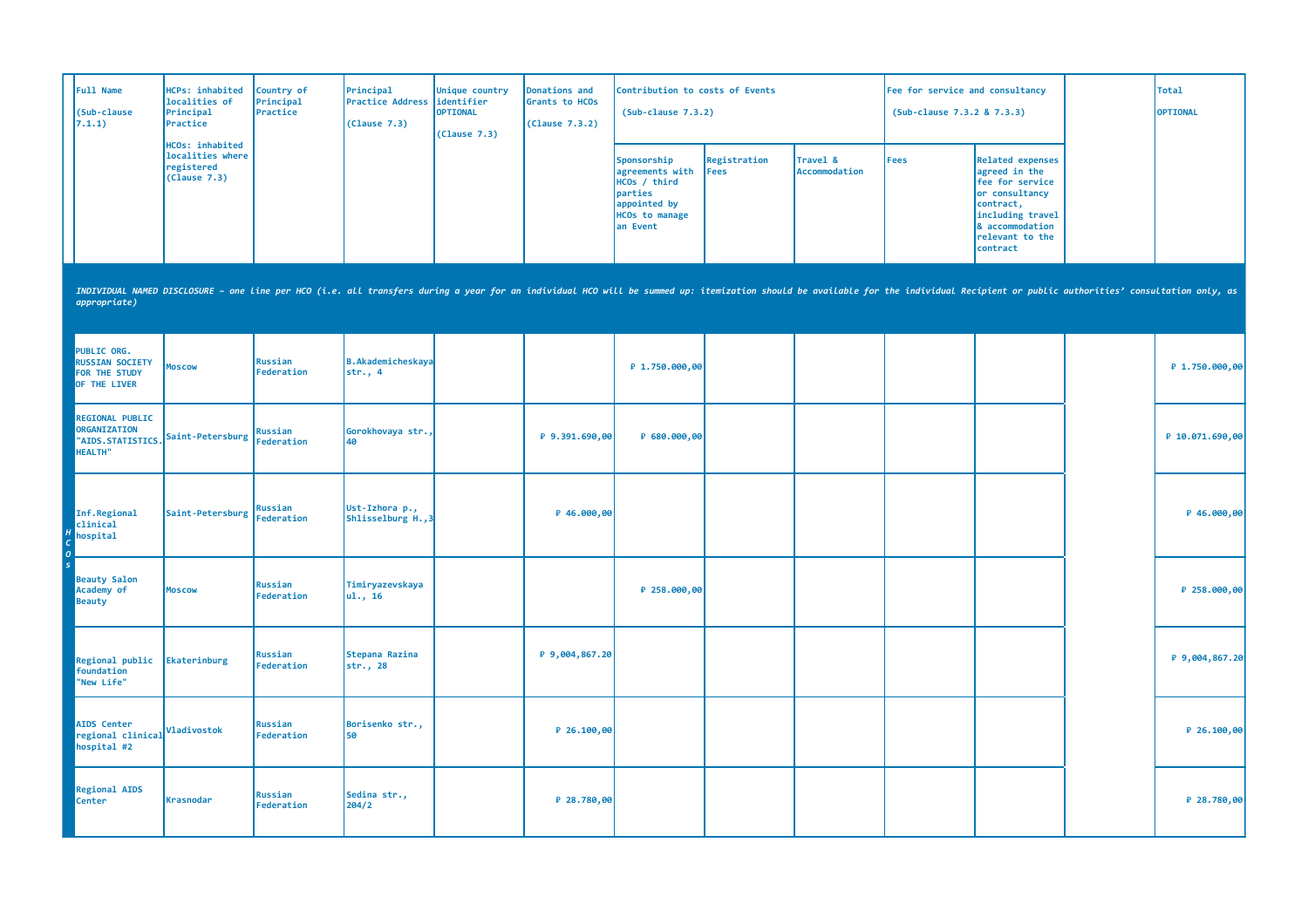| | Full Name (Sub-clause 7.1.1) | HCPs: inhabited localities of Principal Practice HCOs: inhabited localities where registered (Clause 7.3) | Country of Principal Practice | Principal Practice Address (Clause 7.3) | Unique country identifier OPTIONAL (Clause 7.3) | Donations and Grants to HCOs (Clause 7.3.2) | Contribution to costs of Events (Sub-clause 7.3.2) | | | Fee for service and consultancy (Sub-clause 7.3.2 & 7.3.3) | | | Total OPTIONAL |
|---|---|---|---|---|---|---|---|---|---|---|---|---|---|
| | | | | | | | Sponsorship agreements with HCOs / third parties appointed by HCOs to manage an Event | Registration Fees | Travel & Accommodation | Fees | Related expenses agreed in the fee for service or consultancy contract, including travel & accommodation relevant to the contract | | |
| | *INDIVIDUAL NAMED DISCLOSURE – one line per HCO (i.e. all transfers during a year for an individual HCO will be summed up: itemization should be available for the individual Recipient or public authorities' consultation only, as appropriate)* | | | | | | | | | | | | |
| HCOs | PUBLIC ORG. RUSSIAN SOCIETY FOR THE STUDY OF THE LIVER | Moscow | Russian Federation | B.Akademicheskaya str., 4 | | | ₽ 1.750.000,00 | | | | | | ₽ 1.750.000,00 |
| | REGIONAL PUBLIC ORGANIZATION "AIDS.STATISTICS. HEALTH" | Saint-Petersburg | Russian Federation | Gorokhovaya str., 40 | | ₽ 9.391.690,00 | ₽ 680.000,00 | | | | | | ₽ 10.071.690,00 |
| | Inf.Regional clinical hospital | Saint-Petersburg | Russian Federation | Ust-Izhora p., Shlisselburg H.,3 | | ₽ 46.000,00 | | | | | | | ₽ 46.000,00 |
| | Beauty Salon Academy of Beauty | Moscow | Russian Federation | Timiryazevskaya ul., 16 | | | ₽ 258.000,00 | | | | | | ₽ 258.000,00 |
| | Regional public foundation "New Life" | Ekaterinburg | Russian Federation | Stepana Razina str., 28 | | ₽ 9,004,867.20 | | | | | | | ₽ 9,004,867.20 |
| | AIDS Center regional clinical hospital #2 | Vladivostok | Russian Federation | Borisenko str., 50 | | ₽ 26.100,00 | | | | | | | ₽ 26.100,00 |
| | Regional AIDS Center | Krasnodar | Russian Federation | Sedina str., 204/2 | | ₽ 28.780,00 | | | | | | | ₽ 28.780,00 |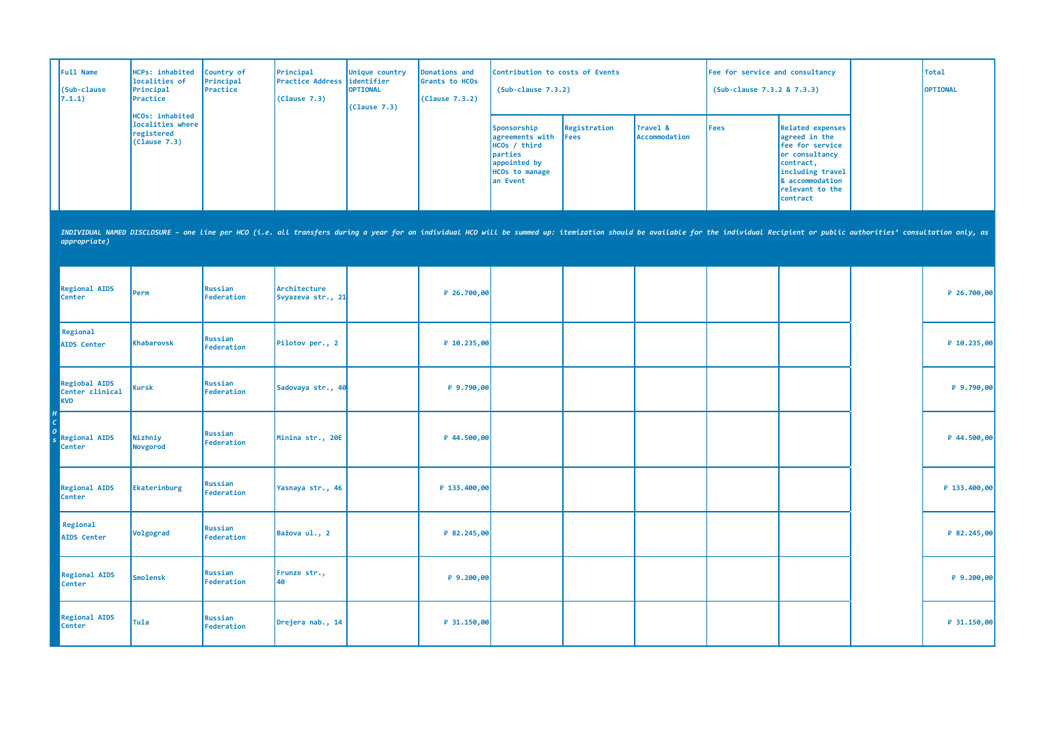| Full Name (Sub-clause 7.1.1) | HCPs: inhabited localities of Principal Practice HCOs: inhabited localities where registered (Clause 7.3) | Country of Principal Practice | Principal Practice Address (Clause 7.3) | Unique country identifier OPTIONAL (Clause 7.3) | Donations and Grants to HCOs (Clause 7.3.2) | Contribution to costs of Events (Sub-clause 7.3.2) | | | Fee for service and consultancy (Sub-clause 7.3.2 & 7.3.3) | | | Total OPTIONAL |
|---|---|---|---|---|---|---|---|---|---|---|---|---|
| | | | | | | Sponsorship agreements with HCOs / third parties appointed by HCOs to manage an Event | Registration Fees | Travel & Accommodation | Fees | Related expenses agreed in the fee for service or consultancy contract, including travel & accommodation relevant to the contract | | |
| *INDIVIDUAL NAMED DISCLOSURE – one line per HCO (i.e. all transfers during a year for an individual HCO will be summed up: itemization should be available for the individual Recipient or public authorities' consultation only, as appropriate)* | | | | | | | | | | | | |
| Regional AIDS Center | Perm | Russian Federation | Architecture Svyazeva str., 21 | | ₽ 26.700,00 | | | | | | | ₽ 26.700,00 |
| Regional AIDS Center | Khabarovsk | Russian Federation | Pilotov per., 2 | | ₽ 10.235,00 | | | | | | | ₽ 10.235,00 |
| Regiobal AIDS Center clinical KVD | Kursk | Russian Federation | Sadovaya str., 40 | | ₽ 9.790,00 | | | | | | | ₽ 9.790,00 |
| Regional AIDS Center | Nizhniy Novgorod | Russian Federation | Minina str., 20E | | ₽ 44.500,00 | | | | | | | ₽ 44.500,00 |
| Regional AIDS Center | Ekaterinburg | Russian Federation | Yasnaya str., 46 | | ₽ 133.400,00 | | | | | | | ₽ 133.400,00 |
| Regional AIDS Center | Volgograd | Russian Federation | Bažova ul., 2 | | ₽ 82.245,00 | | | | | | | ₽ 82.245,00 |
| Regional AIDS Center | Smolensk | Russian Federation | Frunze str., 40 | | ₽ 9.200,00 | | | | | | | ₽ 9.200,00 |
| Regional AIDS Center | Tula | Russian Federation | Drejera nab., 14 | | ₽ 31.150,00 | | | | | | | ₽ 31.150,00 |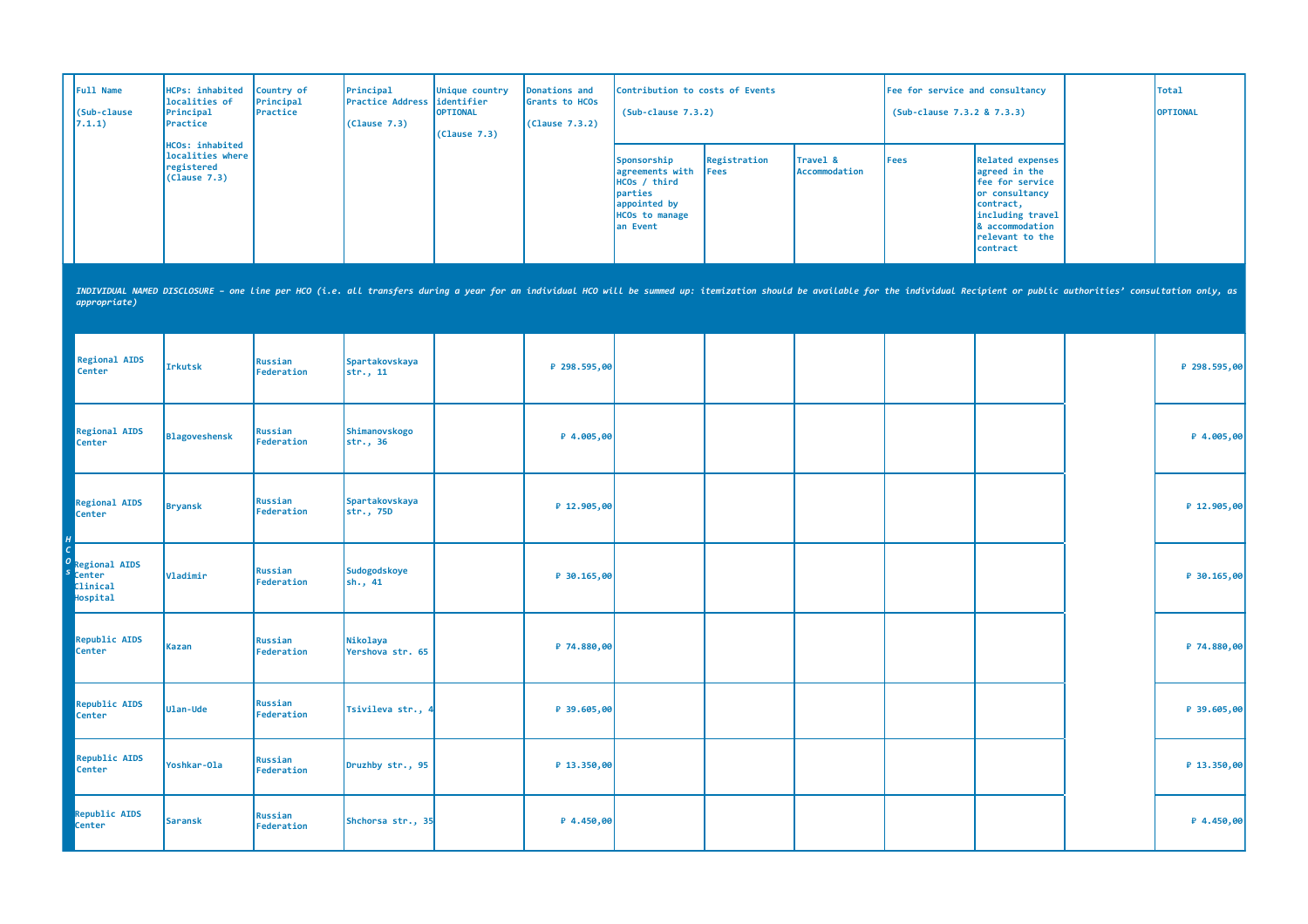| | Full Name (Sub-clause 7.1.1) | HCPs: inhabited localities of Principal Practice HCOs: inhabited localities where registered (Clause 7.3) | Country of Principal Practice | Principal Practice Address (Clause 7.3) | Unique country identifier OPTIONAL (Clause 7.3) | Donations and Grants to HCOs (Clause 7.3.2) | Contribution to costs of Events (Sub-clause 7.3.2) | | | Fee for service and consultancy (Sub-clause 7.3.2 & 7.3.3) | | | Total OPTIONAL |
|---|---|---|---|---|---|---|---|---|---|---|---|---|---|
| | | | | | | | Sponsorship agreements with HCOs / third parties appointed by HCOs to manage an Event | Registration Fees | Travel & Accommodation | Fees | Related expenses agreed in the fee for service or consultancy contract, including travel & accommodation relevant to the contract | | |
| | *INDIVIDUAL NAMED DISCLOSURE – one line per HCO (i.e. all transfers during a year for an individual HCO will be summed up: itemization should be available for the individual Recipient or public authorities' consultation only, as appropriate)* | | | | | | | | | | | | |
| HCOs | Regional AIDS Center | Irkutsk | Russian Federation | Spartakovskaya str., 11 | | ₽ 298.595,00 | | | | | | | ₽ 298.595,00 |
| | Regional AIDS Center | Blagoveshensk | Russian Federation | Shimanovskogo str., 36 | | ₽ 4.005,00 | | | | | | | ₽ 4.005,00 |
| | Regional AIDS Center | Bryansk | Russian Federation | Spartakovskaya str., 75D | | ₽ 12.905,00 | | | | | | | ₽ 12.905,00 |
| | Regional AIDS Center Clinical Hospital | Vladimir | Russian Federation | Sudogodskoye sh., 41 | | ₽ 30.165,00 | | | | | | | ₽ 30.165,00 |
| | Republic AIDS Center | Kazan | Russian Federation | Nikolaya Yershova str. 65 | | ₽ 74.880,00 | | | | | | | ₽ 74.880,00 |
| | Republic AIDS Center | Ulan-Ude | Russian Federation | Tsivileva str., 4 | | ₽ 39.605,00 | | | | | | | ₽ 39.605,00 |
| | Republic AIDS Center | Yoshkar-Ola | Russian Federation | Druzhby str., 95 | | ₽ 13.350,00 | | | | | | | ₽ 13.350,00 |
| | Republic AIDS Center | Saransk | Russian Federation | Shchorsa str., 35 | | ₽ 4.450,00 | | | | | | | ₽ 4.450,00 |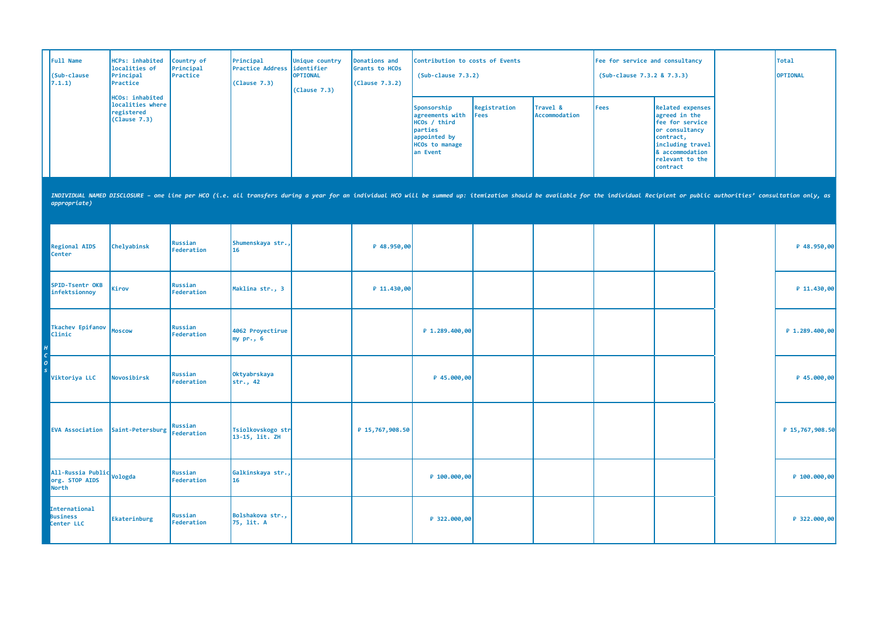| | Full Name (Sub-clause 7.1.1) | HCPs: inhabited localities of Principal Practice HCOs: inhabited localities where registered (Clause 7.3) | Country of Principal Practice | Principal Practice Address (Clause 7.3) | Unique country identifier OPTIONAL (Clause 7.3) | Donations and Grants to HCOs (Clause 7.3.2) | Contribution to costs of Events (Sub-clause 7.3.2) | | | Fee for service and consultancy (Sub-clause 7.3.2 & 7.3.3) | | | Total OPTIONAL |
|---|---|---|---|---|---|---|---|---|---|---|---|---|---|
| | | | | | | | Sponsorship agreements with HCOs / third parties appointed by HCOs to manage an Event | Registration Fees | Travel & Accommodation | Fees | Related expenses agreed in the fee for service or consultancy contract, including travel & accommodation relevant to the contract | | |
| | *INDIVIDUAL NAMED DISCLOSURE – one line per HCO (i.e. all transfers during a year for an individual HCO will be summed up: itemization should be available for the individual Recipient or public authorities' consultation only, as appropriate)* | | | | | | | | | | | | |
| HCOs | Regional AIDS Center | Chelyabinsk | Russian Federation | Shumenskaya str., 16 | | ₽ 48.950,00 | | | | | | | ₽ 48.950,00 |
| | SPID-Tsentr OKB infektsionnoy | Kirov | Russian Federation | Maklina str., 3 | | ₽ 11.430,00 | | | | | | | ₽ 11.430,00 |
| | Tkachev Epifanov Clinic | Moscow | Russian Federation | 4062 Proyectiruemy pr., 6 | | | ₽ 1.289.400,00 | | | | | | ₽ 1.289.400,00 |
| | Viktoriya LLC | Novosibirsk | Russian Federation | Oktyabrskaya str., 42 | | | ₽ 45.000,00 | | | | | | ₽ 45.000,00 |
| | EVA Association | Saint-Petersburg | Russian Federation | Tsiolkovskogo str 13-15, lit. ZH | | ₽ 15,767,908.50 | | | | | | | ₽ 15,767,908.50 |
| | All-Russia Public org. STOP AIDS North | Vologda | Russian Federation | Galkinskaya str., 16 | | | ₽ 100.000,00 | | | | | | ₽ 100.000,00 |
| | International Business Center LLC | Ekaterinburg | Russian Federation | Bolshakova str., 75, lit. A | | | ₽ 322.000,00 | | | | | | ₽ 322.000,00 |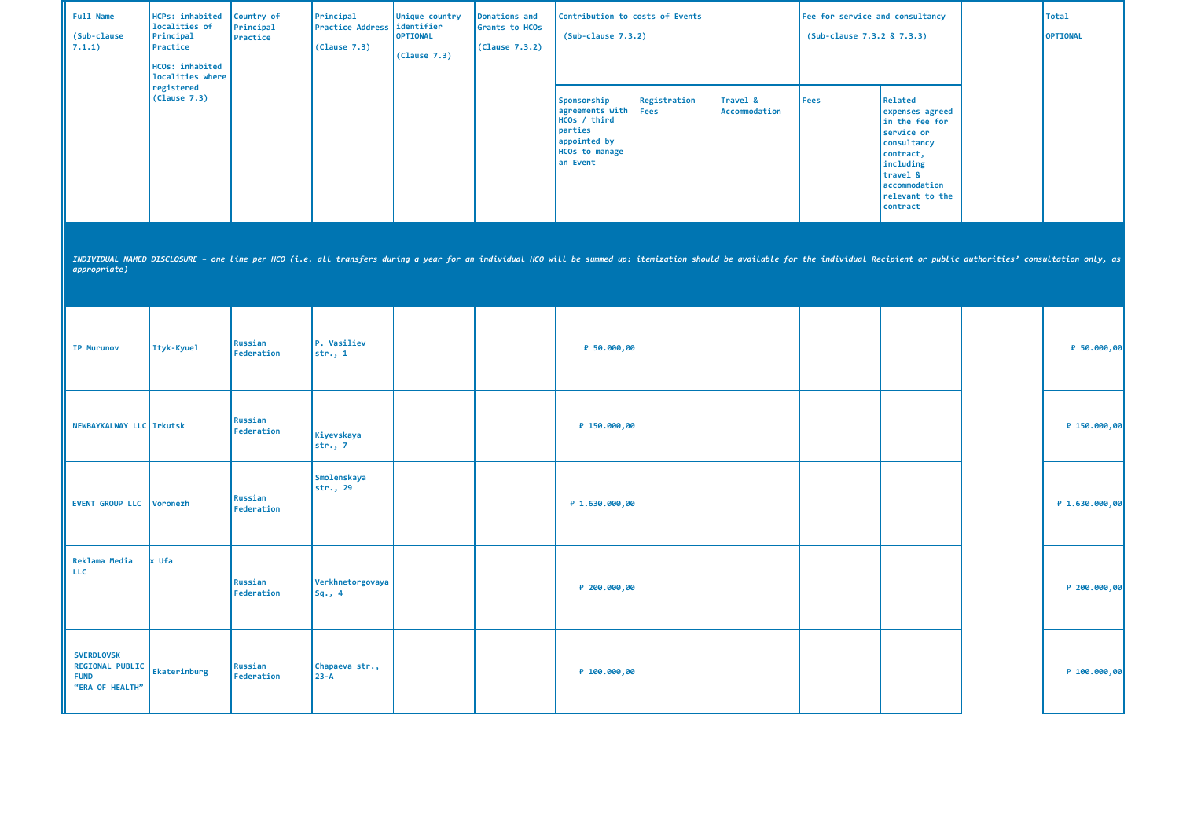| Full Name (Sub-clause 7.1.1) | HCPs: inhabited localities of Principal Practice HCOs: inhabited localities where registered (Clause 7.3) | Country of Principal Practice | Principal Practice Address (Clause 7.3) | Unique country identifier OPTIONAL (Clause 7.3) | Donations and Grants to HCOs (Clause 7.3.2) | Contribution to costs of Events (Sub-clause 7.3.2) | | | Fee for service and consultancy (Sub-clause 7.3.2 & 7.3.3) | | | Total OPTIONAL |
|---|---|---|---|---|---|---|---|---|---|---|---|---|
| | | | | | | Sponsorship agreements with HCOs / third parties appointed by HCOs to manage an Event | Registration Fees | Travel & Accommodation | Fees | Related expenses agreed in the fee for service or consultancy contract, including travel & accommodation relevant to the contract | | |
| *INDIVIDUAL NAMED DISCLOSURE - one line per HCO (i.e. all transfers during a year for an individual HCO will be summed up: itemization should be available for the individual Recipient or public authorities' consultation only, as appropriate)* | | | | | | | | | | | | |
| IP Murunov | Ityk-Kyuel | Russian Federation | P. Vasiliev str., 1 | | | ₽ 50.000,00 | | | | | | ₽ 50.000,00 |
| NEWBAYKALWAY LLC | Irkutsk | Russian Federation | Kiyevskaya str., 7 | | | ₽ 150.000,00 | | | | | | ₽ 150.000,00 |
| EVENT GROUP LLC | Voronezh | Russian Federation | Smolenskaya str., 29 | | | ₽ 1.630.000,00 | | | | | | ₽ 1.630.000,00 |
| Reklama Media LLC | x Ufa | Russian Federation | Verkhnetorgovaya Sq., 4 | | | ₽ 200.000,00 | | | | | | ₽ 200.000,00 |
| SVERDLOVSK REGIONAL PUBLIC FUND "ERA OF HEALTH" | Ekaterinburg | Russian Federation | Chapaeva str., 23-A | | | ₽ 100.000,00 | | | | | | ₽ 100.000,00 |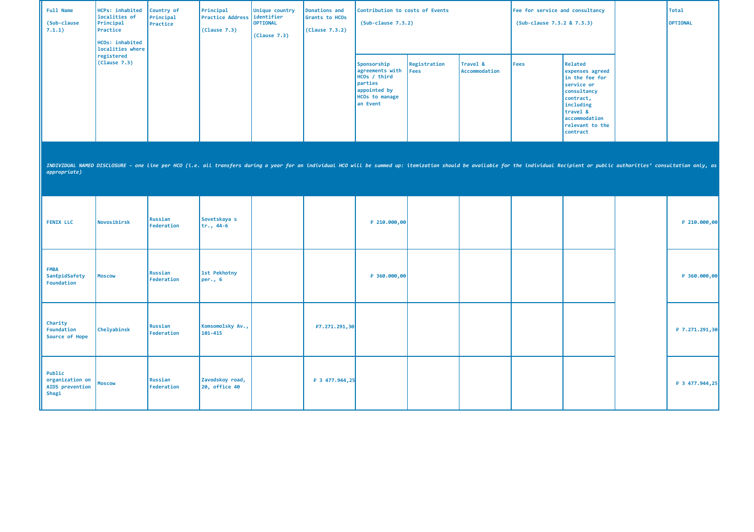| Full Name (Sub-clause 7.1.1) | HCPs: inhabited localities of Principal Practice HCOs: inhabited localities where registered (Clause 7.3) | Country of Principal Practice | Principal Practice Address (Clause 7.3) | Unique country identifier OPTIONAL (Clause 7.3) | Donations and Grants to HCOs (Clause 7.3.2) | Contribution to costs of Events (Sub-clause 7.3.2) | | | Fee for service and consultancy (Sub-clause 7.3.2 & 7.3.3) | | | Total OPTIONAL |
|---|---|---|---|---|---|---|---|---|---|---|---|---|
| | | | | | | Sponsorship agreements with HCOs / third parties appointed by HCOs to manage an Event | Registration Fees | Travel & Accommodation | Fees | Related expenses agreed in the fee for service or consultancy contract, including travel & accommodation relevant to the contract | | |
| *INDIVIDUAL NAMED DISCLOSURE - one line per HCO (i.e. all transfers during a year for an individual HCO will be summed up: itemization should be available for the individual Recipient or public authorities' consultation only, as appropriate)* | | | | | | | | | | | | |
| FENIX LLC | Novosibirsk | Russian Federation | Sovetskaya s tr., 44-6 | | | ₽ 210.000,00 | | | | | | ₽ 210.000,00 |
| FMBA SanEpidSafety Foundation | Moscow | Russian Federation | 1st Pekhotny per., 6 | | | ₽ 360.000,00 | | | | | | ₽ 360.000,00 |
| Charity Foundation Source of Hope | Chelyabinsk | Russian Federation | Komsomolsky Av., 101-415 | | ₽7.271.291,30 | | | | | | | ₽ 7.271.291,30 |
| Public organization on AIDS prevention Shagi | Moscow | Russian Federation | Zavodskoy road, 20, office 40 | | ₽ 3 477.944,25 | | | | | | | ₽ 3 477.944,25 |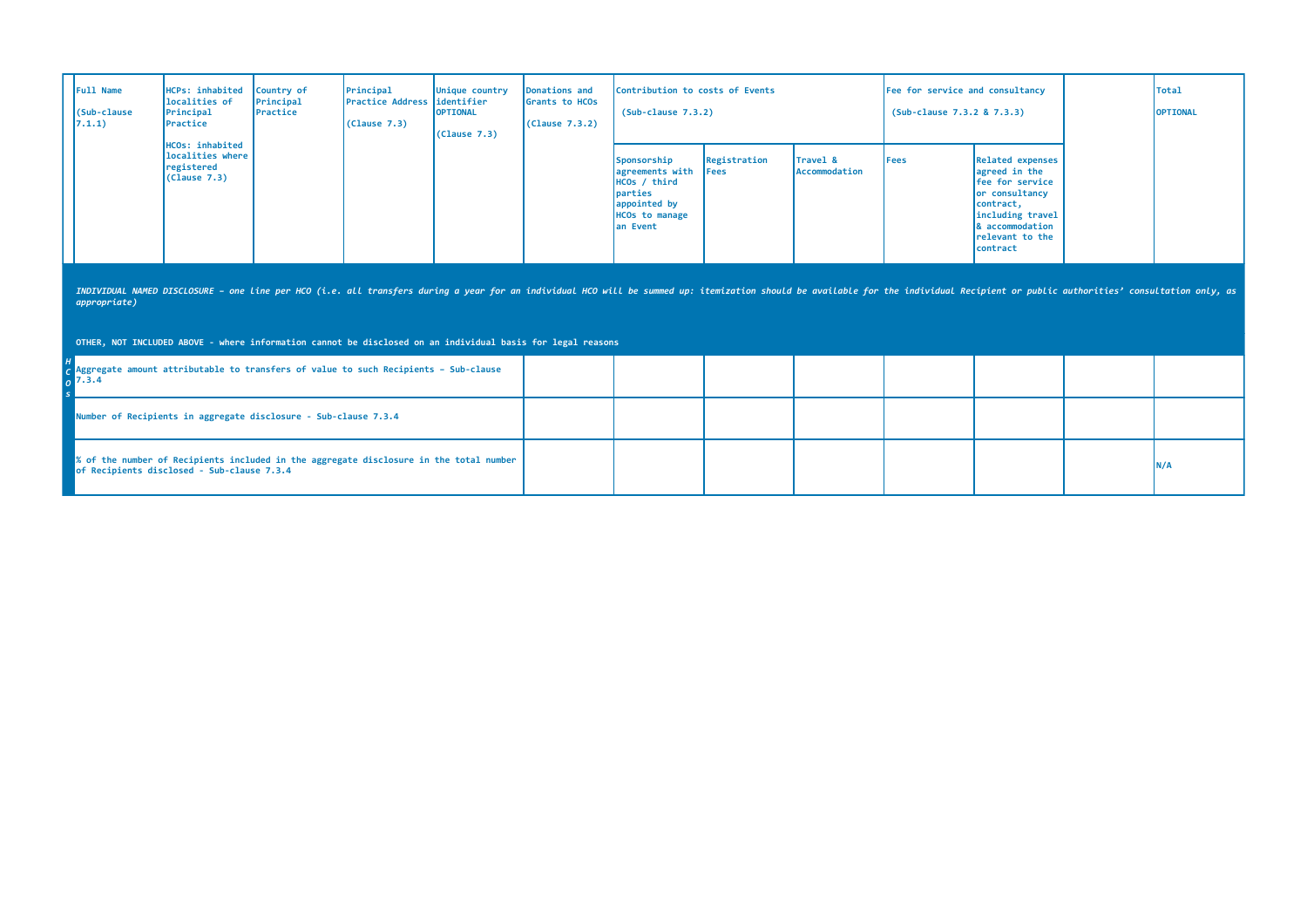| Full Name (Sub-clause 7.1.1) | HCPs: inhabited localities of Principal Practice HCOs: inhabited localities where registered (Clause 7.3) | Country of Principal Practice | Principal Practice Address (Clause 7.3) | Unique country identifier OPTIONAL (Clause 7.3) | Donations and Grants to HCOs (Clause 7.3.2) | Contribution to costs of Events (Sub-clause 7.3.2) | | | Fee for service and consultancy (Sub-clause 7.3.2 & 7.3.3) | | | Total OPTIONAL |
|---|---|---|---|---|---|---|---|---|---|---|---|---|
| | | | | | | Sponsorship agreements with HCOs / third parties appointed by HCOs to manage an Event | Registration Fees | Travel & Accommodation | Fees | Related expenses agreed in the fee for service or consultancy contract, including travel & accommodation relevant to the contract | | |
| *INDIVIDUAL NAMED DISCLOSURE – one line per HCO (i.e. all transfers during a year for an individual HCO will be summed up: itemization should be available for the individual Recipient or public authorities' consultation only, as appropriate)* | | | | | | | | | | | | |
| **OTHER, NOT INCLUDED ABOVE - where information cannot be disclosed on an individual basis for legal reasons** | | | | | | | | | | | | |
| HCOs: Aggregate amount attributable to transfers of value to such Recipients – Sub-clause 7.3.4 | | | | | | | | | | | | |
| Number of Recipients in aggregate disclosure - Sub-clause 7.3.4 | | | | | | | | | | | | |
| % of the number of Recipients included in the aggregate disclosure in the total number of Recipients disclosed - Sub-clause 7.3.4 | | | | | | | | | | | | N/A |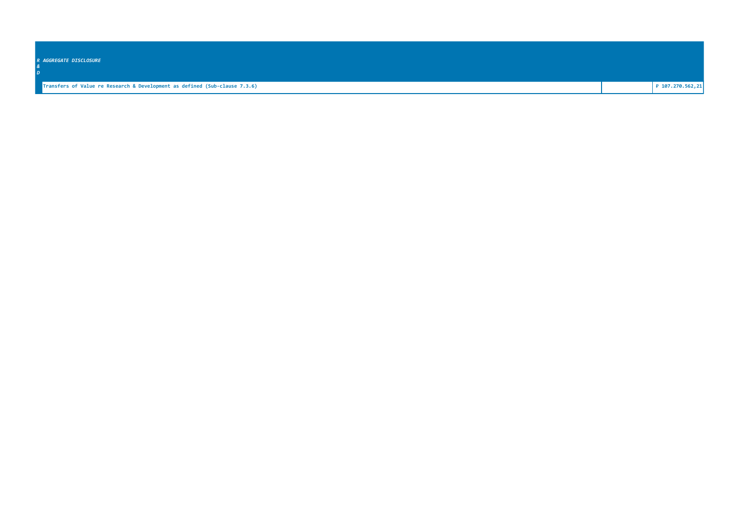| R & D | AGGREGATE DISCLOSURE | | |
|---|---|---|---|
| | Transfers of Value re Research & Development as defined (Sub-clause 7.3.6) | | ₱ 107.270.562,21 |